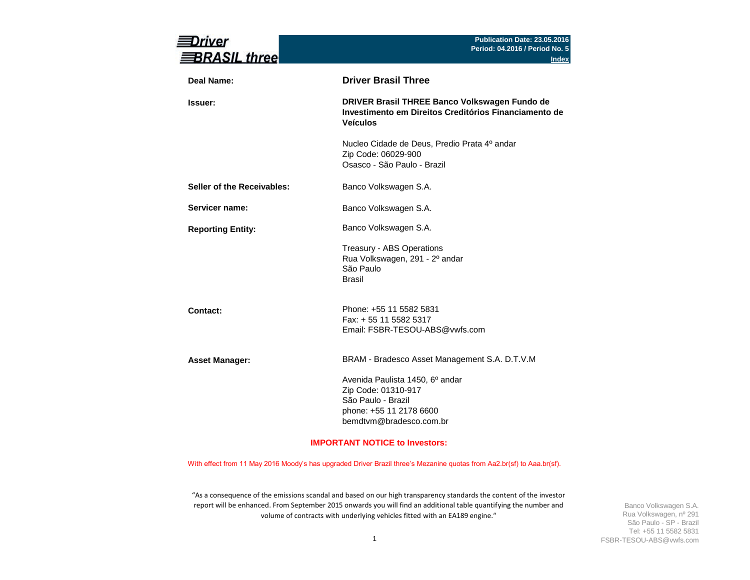**Driver BRASIL three**

**Publication Date: 23.05.2016**
**Period: 04.2016 / Period No. 5**
**Index**

| | |
|---|---|
| **Deal Name:** | **Driver Brasil Three** |
| **Issuer:** | **DRIVER Brasil THREE Banco Volkswagen Fundo de Investimento em Direitos Creditórios Financiamento de Veículos**<br><br>Nucleo Cidade de Deus, Predio Prata 4º andar<br>Zip Code: 06029-900<br>Osasco - São Paulo - Brazil |
| **Seller of the Receivables:** | Banco Volkswagen S.A. |
| **Servicer name:** | Banco Volkswagen S.A. |
| **Reporting Entity:** | Banco Volkswagen S.A.<br><br>Treasury - ABS Operations<br>Rua Volkswagen, 291 - 2º andar<br>São Paulo<br>Brasil |
| **Contact:** | Phone: +55 11 5582 5831<br>Fax: + 55 11 5582 5317<br>Email: FSBR-TESOU-ABS@vwfs.com |
| **Asset Manager:** | BRAM - Bradesco Asset Management S.A. D.T.V.M<br><br>Avenida Paulista 1450, 6º andar<br>Zip Code: 01310-917<br>São Paulo - Brazil<br>phone: +55 11 2178 6600<br>bemdtvm@bradesco.com.br |

**IMPORTANT NOTICE to Investors:**

With effect from 11 May 2016 Moody's has upgraded Driver Brazil three's Mezanine quotas from Aa2.br(sf) to Aaa.br(sf).

"As a consequence of the emissions scandal and based on our high transparency standards the content of the investor report will be enhanced. From September 2015 onwards you will find an additional table quantifying the number and volume of contracts with underlying vehicles fitted with an EA189 engine."

Banco Volkswagen S.A.
Rua Volkswagen, nº 291
São Paulo - SP - Brazil
Tel: +55 11 5582 5831
FSBR-TESOU-ABS@vwfs.com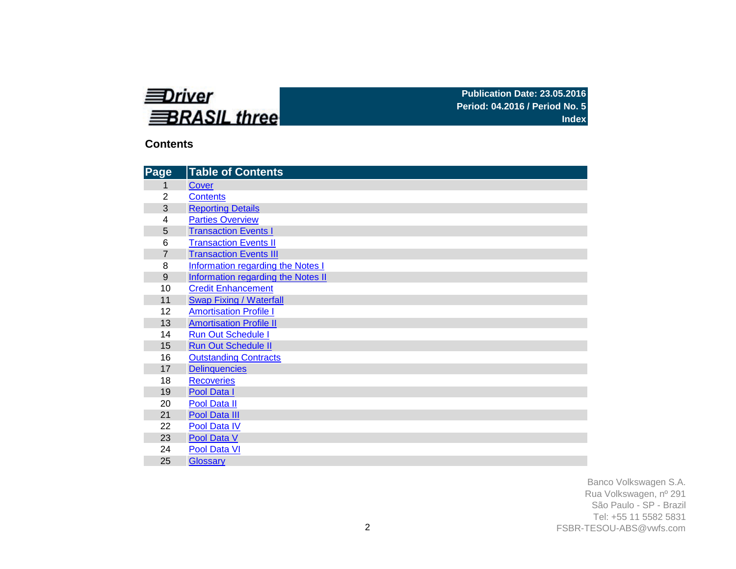**Driver BRASIL three**

**Publication Date: 23.05.2016**
**Period: 04.2016 / Period No. 5**
**Index**

## Contents

| Page | Table of Contents |
|---|---|
| 1 | Cover |
| 2 | Contents |
| 3 | Reporting Details |
| 4 | Parties Overview |
| 5 | Transaction Events I |
| 6 | Transaction Events II |
| 7 | Transaction Events III |
| 8 | Information regarding the Notes I |
| 9 | Information regarding the Notes II |
| 10 | Credit Enhancement |
| 11 | Swap Fixing / Waterfall |
| 12 | Amortisation Profile I |
| 13 | Amortisation Profile II |
| 14 | Run Out Schedule I |
| 15 | Run Out Schedule II |
| 16 | Outstanding Contracts |
| 17 | Delinquencies |
| 18 | Recoveries |
| 19 | Pool Data I |
| 20 | Pool Data II |
| 21 | Pool Data III |
| 22 | Pool Data IV |
| 23 | Pool Data V |
| 24 | Pool Data VI |
| 25 | Glossary |

Banco Volkswagen S.A.
Rua Volkswagen, nº 291
São Paulo - SP - Brazil
Tel: +55 11 5582 5831
FSBR-TESOU-ABS@vwfs.com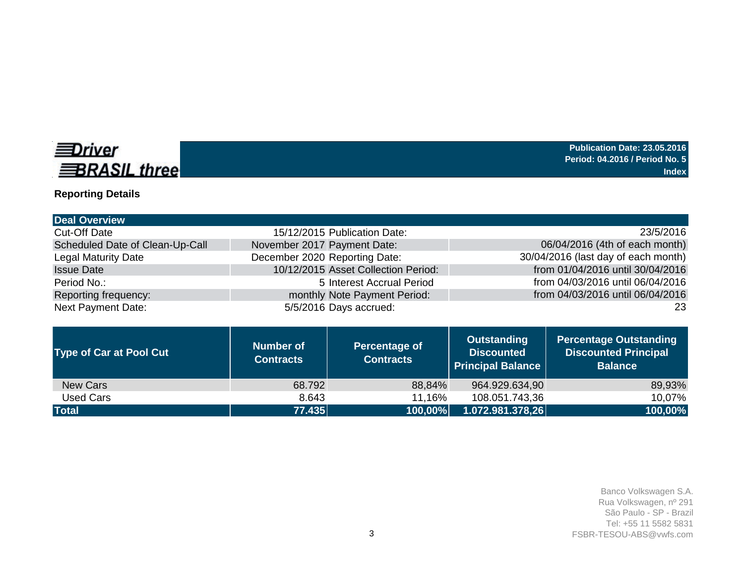**Driver BRASIL three**

**Publication Date: 23.05.2016**
**Period: 04.2016 / Period No. 5**
**Index**

## Reporting Details

| Deal Overview | | | |
|---|---|---|---|
| Cut-Off Date | 15/12/2015 | Publication Date: | 23/5/2016 |
| Scheduled Date of Clean-Up-Call | November 2017 | Payment Date: | 06/04/2016 (4th of each month) |
| Legal Maturity Date | December 2020 | Reporting Date: | 30/04/2016 (last day of each month) |
| Issue Date | 10/12/2015 | Asset Collection Period: | from 01/04/2016 until 30/04/2016 |
| Period No.: | 5 | Interest Accrual Period | from 04/03/2016 until 06/04/2016 |
| Reporting frequency: | monthly | Note Payment Period: | from 04/03/2016 until 06/04/2016 |
| Next Payment Date: | 5/5/2016 | Days accrued: | 23 |

| Type of Car at Pool Cut | Number of Contracts | Percentage of Contracts | Outstanding Discounted Principal Balance | Percentage Outstanding Discounted Principal Balance |
|---|---|---|---|---|
| New Cars | 68.792 | 88,84% | 964.929.634,90 | 89,93% |
| Used Cars | 8.643 | 11,16% | 108.051.743,36 | 10,07% |
| **Total** | **77.435** | **100,00%** | **1.072.981.378,26** | **100,00%** |

Banco Volkswagen S.A.
Rua Volkswagen, nº 291
São Paulo - SP - Brazil
Tel: +55 11 5582 5831
FSBR-TESOU-ABS@vwfs.com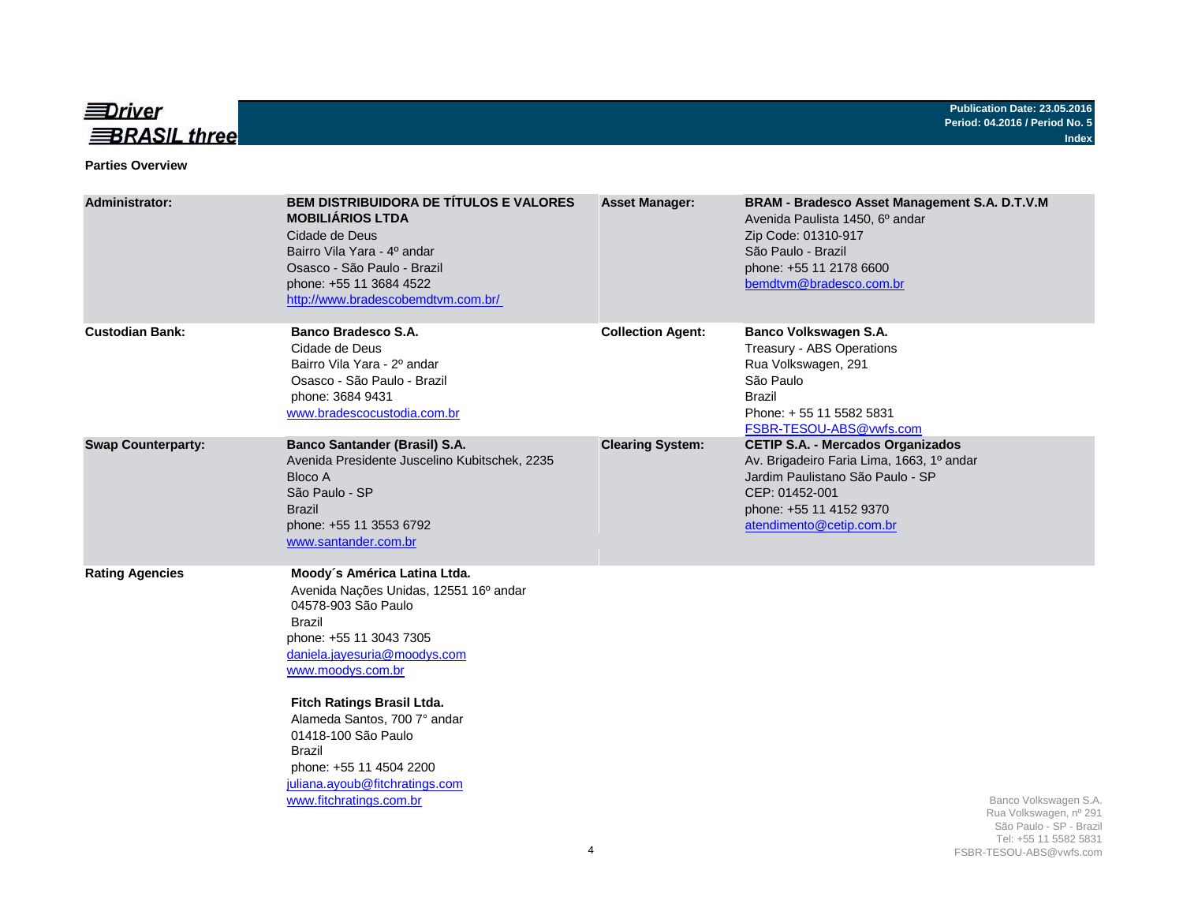## Parties Overview

| | | | |
|---|---|---|---|
| **Administrator:** | **BEM DISTRIBUIDORA DE TÍTULOS E VALORES MOBILIÁRIOS LTDA**<br>Cidade de Deus<br>Bairro Vila Yara - 4º andar<br>Osasco - São Paulo - Brazil<br>phone: +55 11 3684 4522<br>http://www.bradescobemdtvm.com.br/ | **Asset Manager:** | **BRAM - Bradesco Asset Management S.A. D.T.V.M**<br>Avenida Paulista 1450, 6º andar<br>Zip Code: 01310-917<br>São Paulo - Brazil<br>phone: +55 11 2178 6600<br>bemdtvm@bradesco.com.br |
| **Custodian Bank:** | **Banco Bradesco S.A.**<br>Cidade de Deus<br>Bairro Vila Yara - 2º andar<br>Osasco - São Paulo - Brazil<br>phone: 3684 9431<br>www.bradescocustodia.com.br | **Collection Agent:** | **Banco Volkswagen S.A.**<br>Treasury - ABS Operations<br>Rua Volkswagen, 291<br>São Paulo<br>Brazil<br>Phone: + 55 11 5582 5831<br>FSBR-TESOU-ABS@vwfs.com |
| **Swap Counterparty:** | **Banco Santander (Brasil) S.A.**<br>Avenida Presidente Juscelino Kubitschek, 2235<br>Bloco A<br>São Paulo - SP<br>Brazil<br>phone: +55 11 3553 6792<br>www.santander.com.br | **Clearing System:** | **CETIP S.A. - Mercados Organizados**<br>Av. Brigadeiro Faria Lima, 1663, 1º andar<br>Jardim Paulistano São Paulo - SP<br>CEP: 01452-001<br>phone: +55 11 4152 9370<br>atendimento@cetip.com.br |
| **Rating Agencies** | **Moody´s América Latina Ltda.**<br>Avenida Nações Unidas, 12551 16º andar<br>04578-903 São Paulo<br>Brazil<br>phone: +55 11 3043 7305<br>daniela.jayesuria@moodys.com<br>www.moodys.com.br<br><br>**Fitch Ratings Brasil Ltda.**<br>Alameda Santos, 700 7° andar<br>01418-100 São Paulo<br>Brazil<br>phone: +55 11 4504 2200<br>juliana.ayoub@fitchratings.com<br>www.fitchratings.com.br | | |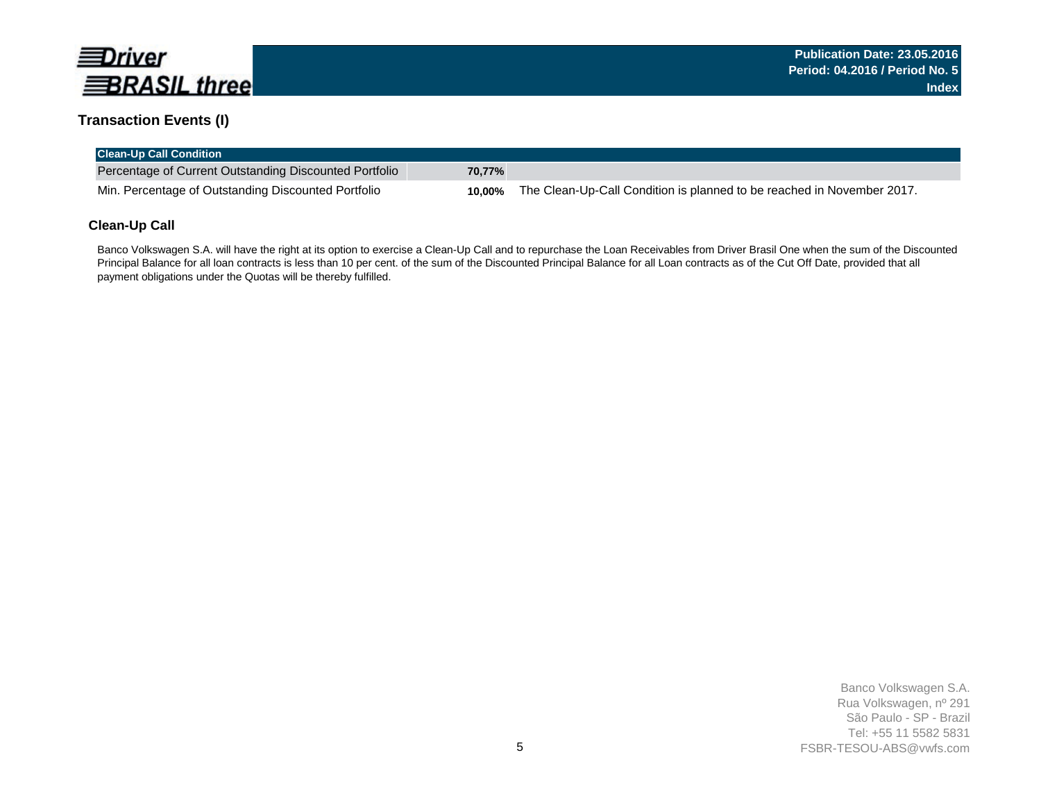## Transaction Events (I)

| Clean-Up Call Condition | | |
|---|---|---|
| Percentage of Current Outstanding Discounted Portfolio | **70,77%** | |
| Min. Percentage of Outstanding Discounted Portfolio | **10,00%** | The Clean-Up-Call Condition is planned to be reached in November 2017. |

### Clean-Up Call

Banco Volkswagen S.A. will have the right at its option to exercise a Clean-Up Call and to repurchase the Loan Receivables from Driver Brasil One when the sum of the Discounted Principal Balance for all loan contracts is less than 10 per cent. of the sum of the Discounted Principal Balance for all Loan contracts as of the Cut Off Date, provided that all payment obligations under the Quotas will be thereby fulfilled.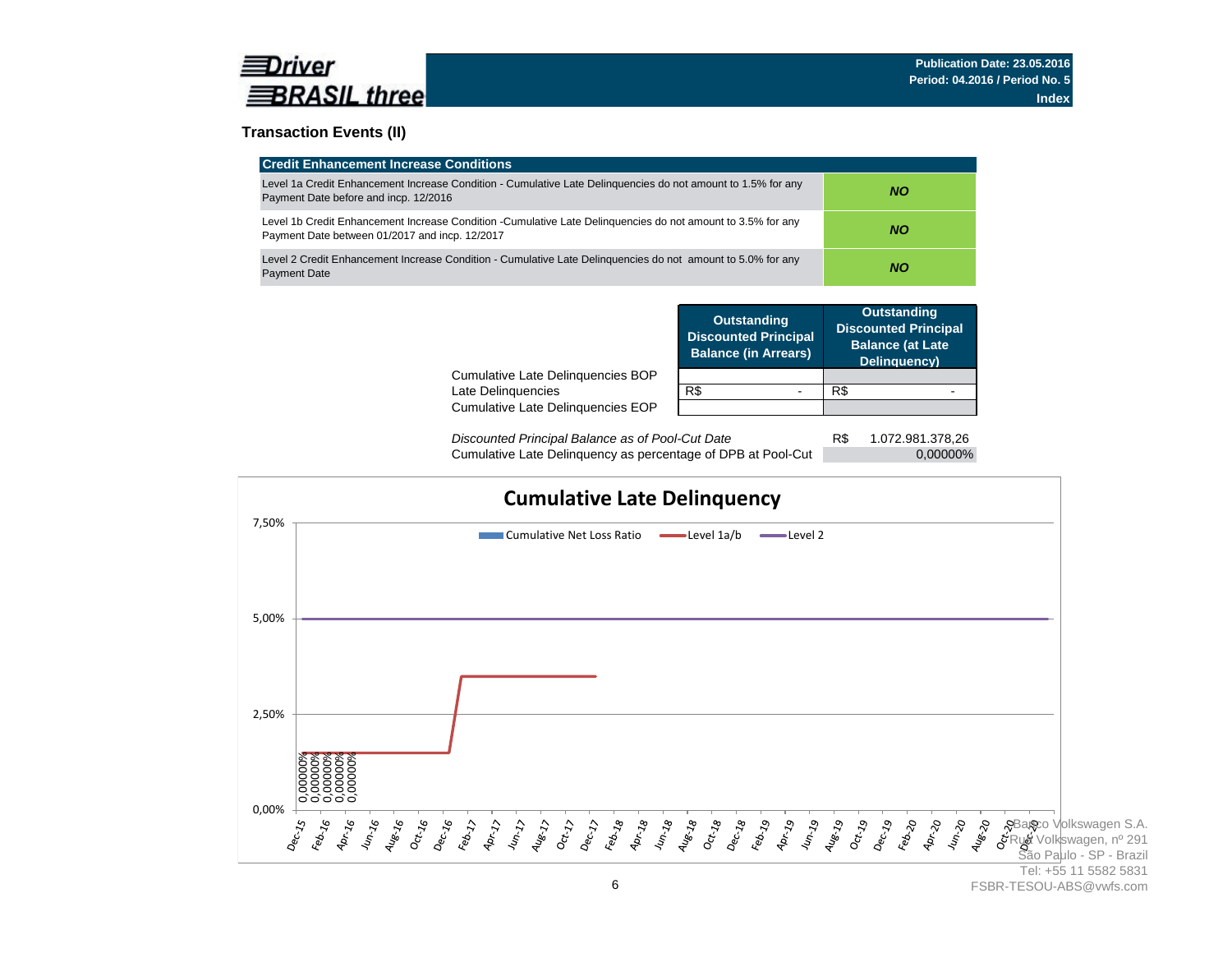## Transaction Events (II)

| Credit Enhancement Increase Conditions | |
|---|---|
| Level 1a Credit Enhancement Increase Condition - Cumulative Late Delinquencies do not amount to 1.5% for any Payment Date before and incp. 12/2016 | ***NO*** |
| Level 1b Credit Enhancement Increase Condition -Cumulative Late Delinquencies do not amount to 3.5% for any Payment Date between 01/2017 and incp. 12/2017 | ***NO*** |
| Level 2 Credit Enhancement Increase Condition - Cumulative Late Delinquencies do not amount to 5.0% for any Payment Date | ***NO*** |

| | Outstanding Discounted Principal Balance (in Arrears) | Outstanding Discounted Principal Balance (at Late Delinquency) |
|---|---|---|
| Cumulative Late Delinquencies BOP | | |
| Late Delinquencies | R$ - | R$ - |
| Cumulative Late Delinquencies EOP | | |

| | |
|---|---|
| *Discounted Principal Balance as of Pool-Cut Date* | R$ 1.072.981.378,26 |
| Cumulative Late Delinquency as percentage of DPB at Pool-Cut | 0,00000% |

**Cumulative Late Delinquency**

Legend: Cumulative Net Loss Ratio; Level 1a/b; Level 2

Y-axis: 0,00%, 2,50%, 5,00%, 7,50%

X-axis: Dec-15, Feb-16, Apr-16, Jun-16, Aug-16, Oct-16, Dec-16, Feb-17, Apr-17, Jun-17, Aug-17, Oct-17, Dec-17, Feb-18, Apr-18, Jun-18, Aug-18, Oct-18, Dec-18, Feb-19, Apr-19, Jun-19, Aug-19, Oct-19, Dec-19, Feb-20, Apr-20, Jun-20, Aug-20, Oct-20, Dec-20

Data labels: 0,00000%; 0,00000%; 0,00000%; 0,00000%; 0,00000%

Banco Volkswagen S.A.
Rua Volkswagen, nº 291
São Paulo - SP - Brazil
Tel: +55 11 5582 5831
FSBR-TESOU-ABS@vwfs.com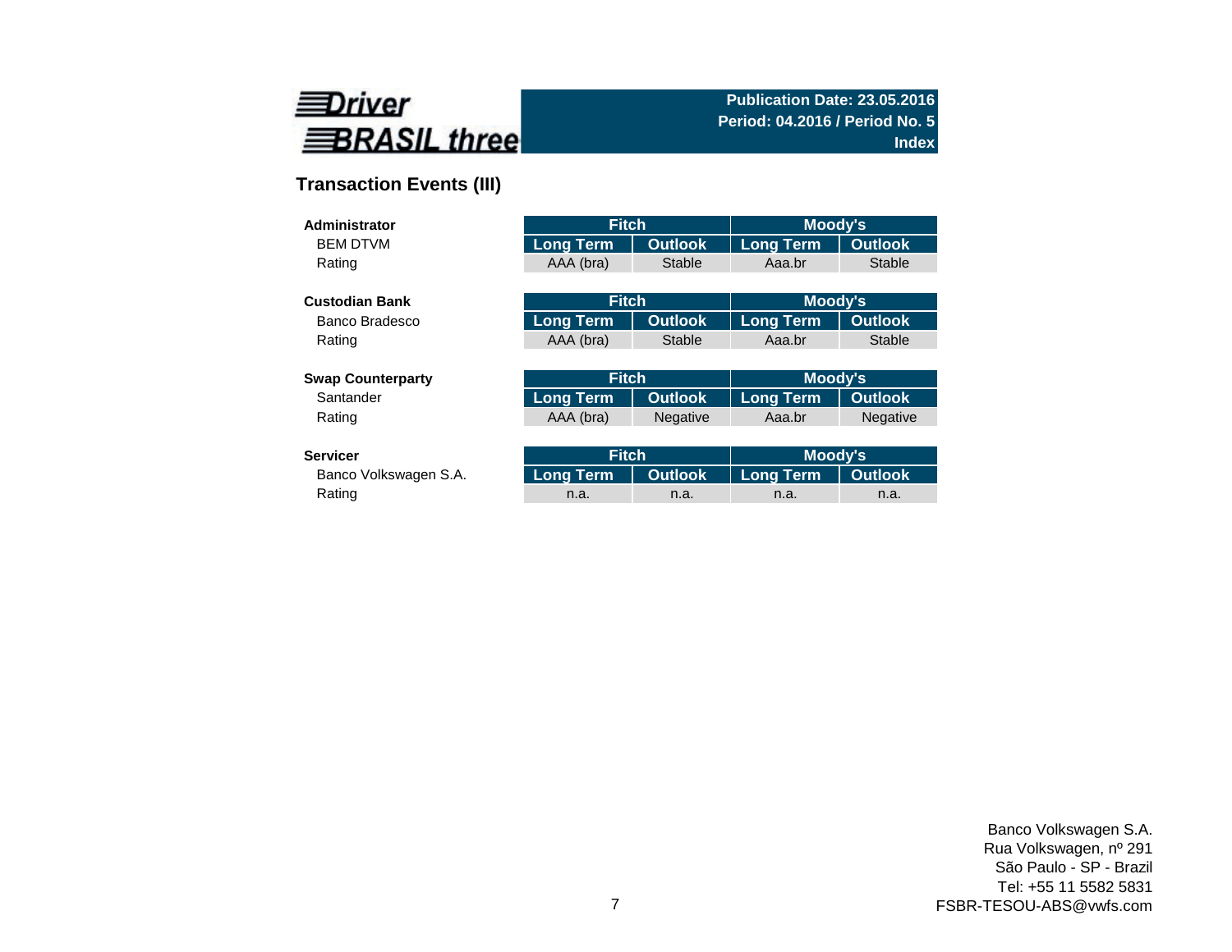Driver BRASIL three

**Publication Date: 23.05.2016**
**Period: 04.2016 / Period No. 5**
**Index**

## Transaction Events (III)

| **Administrator** | Fitch | | Moody's | |
|---|---|---|---|---|
| BEM DTVM | Long Term | Outlook | Long Term | Outlook |
| Rating | AAA (bra) | Stable | Aaa.br | Stable |

| **Custodian Bank** | Fitch | | Moody's | |
|---|---|---|---|---|
| Banco Bradesco | Long Term | Outlook | Long Term | Outlook |
| Rating | AAA (bra) | Stable | Aaa.br | Stable |

| **Swap Counterparty** | Fitch | | Moody's | |
|---|---|---|---|---|
| Santander | Long Term | Outlook | Long Term | Outlook |
| Rating | AAA (bra) | Negative | Aaa.br | Negative |

| **Servicer** | Fitch | | Moody's | |
|---|---|---|---|---|
| Banco Volkswagen S.A. | Long Term | Outlook | Long Term | Outlook |
| Rating | n.a. | n.a. | n.a. | n.a. |

Banco Volkswagen S.A.
Rua Volkswagen, nº 291
São Paulo - SP - Brazil
Tel: +55 11 5582 5831
FSBR-TESOU-ABS@vwfs.com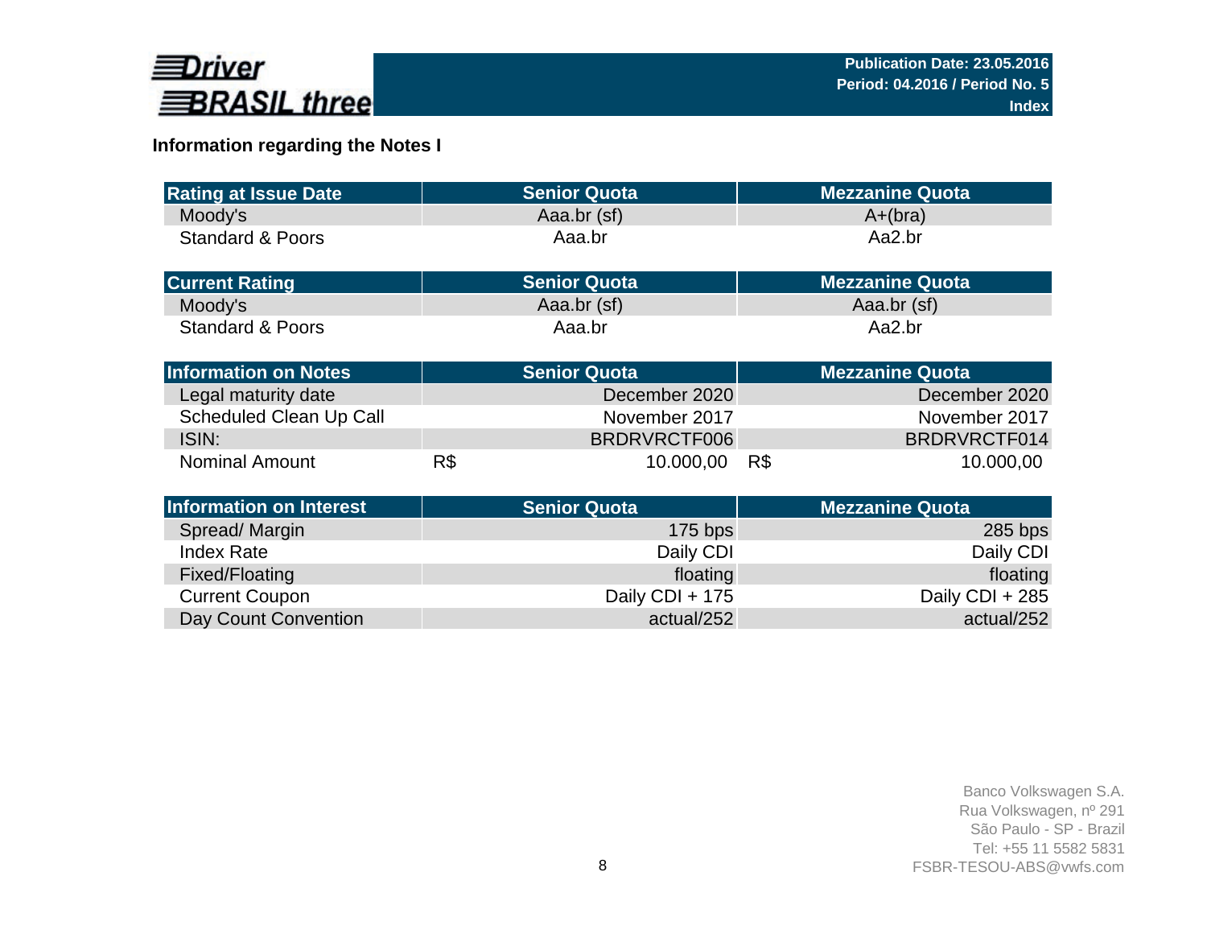## Information regarding the Notes I

| Rating at Issue Date | Senior Quota | Mezzanine Quota |
| --- | --- | --- |
| Moody's | Aaa.br (sf) | A+(bra) |
| Standard & Poors | Aaa.br | Aa2.br |

| Current Rating | Senior Quota | Mezzanine Quota |
| --- | --- | --- |
| Moody's | Aaa.br (sf) | Aaa.br (sf) |
| Standard & Poors | Aaa.br | Aa2.br |

| Information on Notes | Senior Quota | Mezzanine Quota |
| --- | --- | --- |
| Legal maturity date | December 2020 | December 2020 |
| Scheduled Clean Up Call | November 2017 | November 2017 |
| ISIN: | BRDRVRCTF006 | BRDRVRCTF014 |
| Nominal Amount | R$ 10.000,00 | R$ 10.000,00 |

| Information on Interest | Senior Quota | Mezzanine Quota |
| --- | --- | --- |
| Spread/ Margin | 175 bps | 285 bps |
| Index Rate | Daily CDI | Daily CDI |
| Fixed/Floating | floating | floating |
| Current Coupon | Daily CDI + 175 | Daily CDI + 285 |
| Day Count Convention | actual/252 | actual/252 |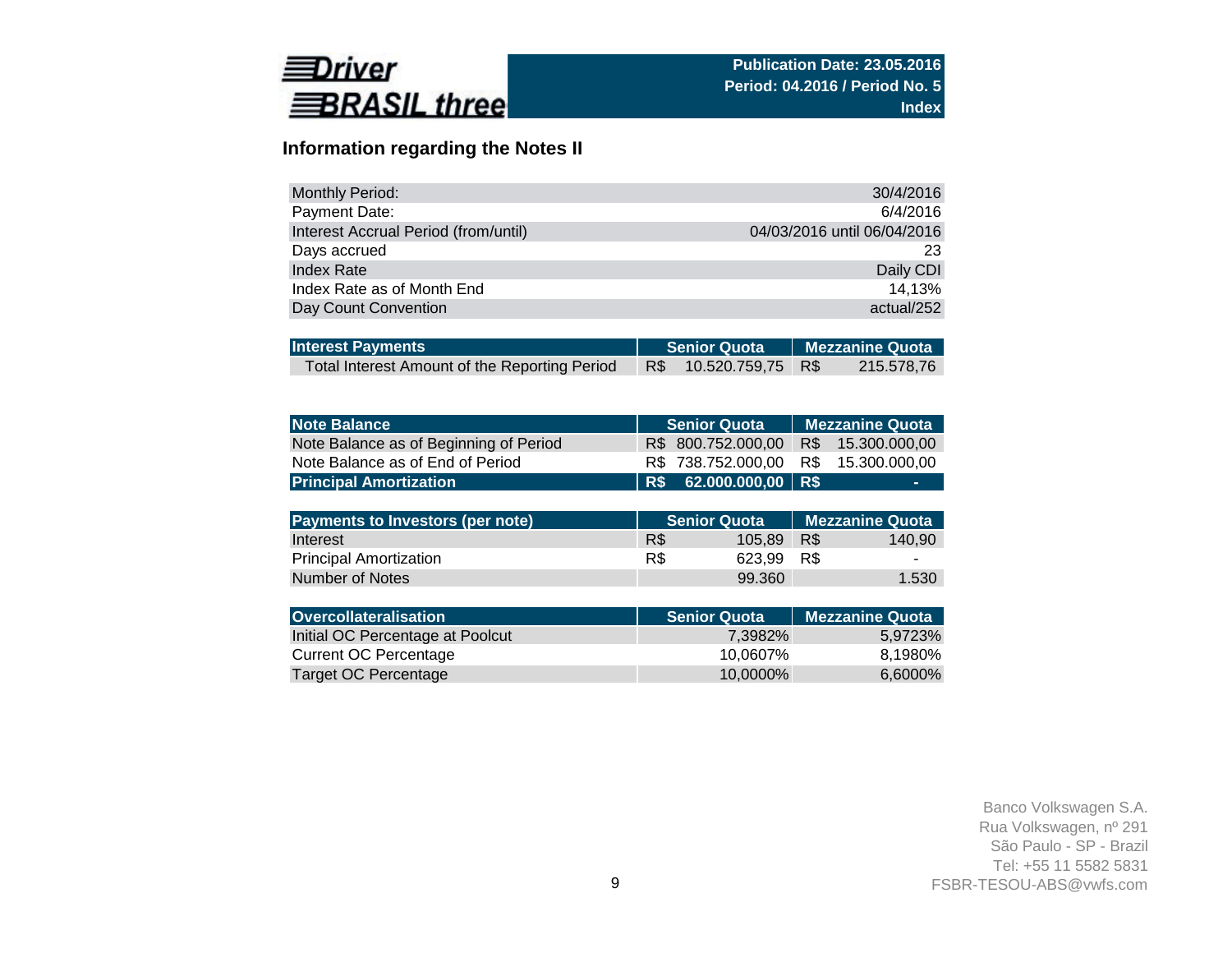Publication Date: 23.05.2016
Period: 04.2016 / Period No. 5
Index

## Information regarding the Notes II

| | |
|---|---|
| Monthly Period: | 30/4/2016 |
| Payment Date: | 6/4/2016 |
| Interest Accrual Period (from/until) | 04/03/2016 until 06/04/2016 |
| Days accrued | 23 |
| Index Rate | Daily CDI |
| Index Rate as of Month End | 14,13% |
| Day Count Convention | actual/252 |

| Interest Payments | Senior Quota | Mezzanine Quota |
|---|---|---|
| Total Interest Amount of the Reporting Period | R$ 10.520.759,75 | R$ 215.578,76 |

| Note Balance | Senior Quota | Mezzanine Quota |
|---|---|---|
| Note Balance as of Beginning of Period | R$ 800.752.000,00 | R$ 15.300.000,00 |
| Note Balance as of End of Period | R$ 738.752.000,00 | R$ 15.300.000,00 |
| **Principal Amortization** | **R$ 62.000.000,00** | **R$ -** |

| Payments to Investors (per note) | Senior Quota | Mezzanine Quota |
|---|---|---|
| Interest | R$ 105,89 | R$ 140,90 |
| Principal Amortization | R$ 623,99 | R$ - |
| Number of Notes | 99.360 | 1.530 |

| Overcollateralisation | Senior Quota | Mezzanine Quota |
|---|---|---|
| Initial OC Percentage at Poolcut | 7,3982% | 5,9723% |
| Current OC Percentage | 10,0607% | 8,1980% |
| Target OC Percentage | 10,0000% | 6,6000% |

Banco Volkswagen S.A.
Rua Volkswagen, nº 291
São Paulo - SP - Brazil
Tel: +55 11 5582 5831
FSBR-TESOU-ABS@vwfs.com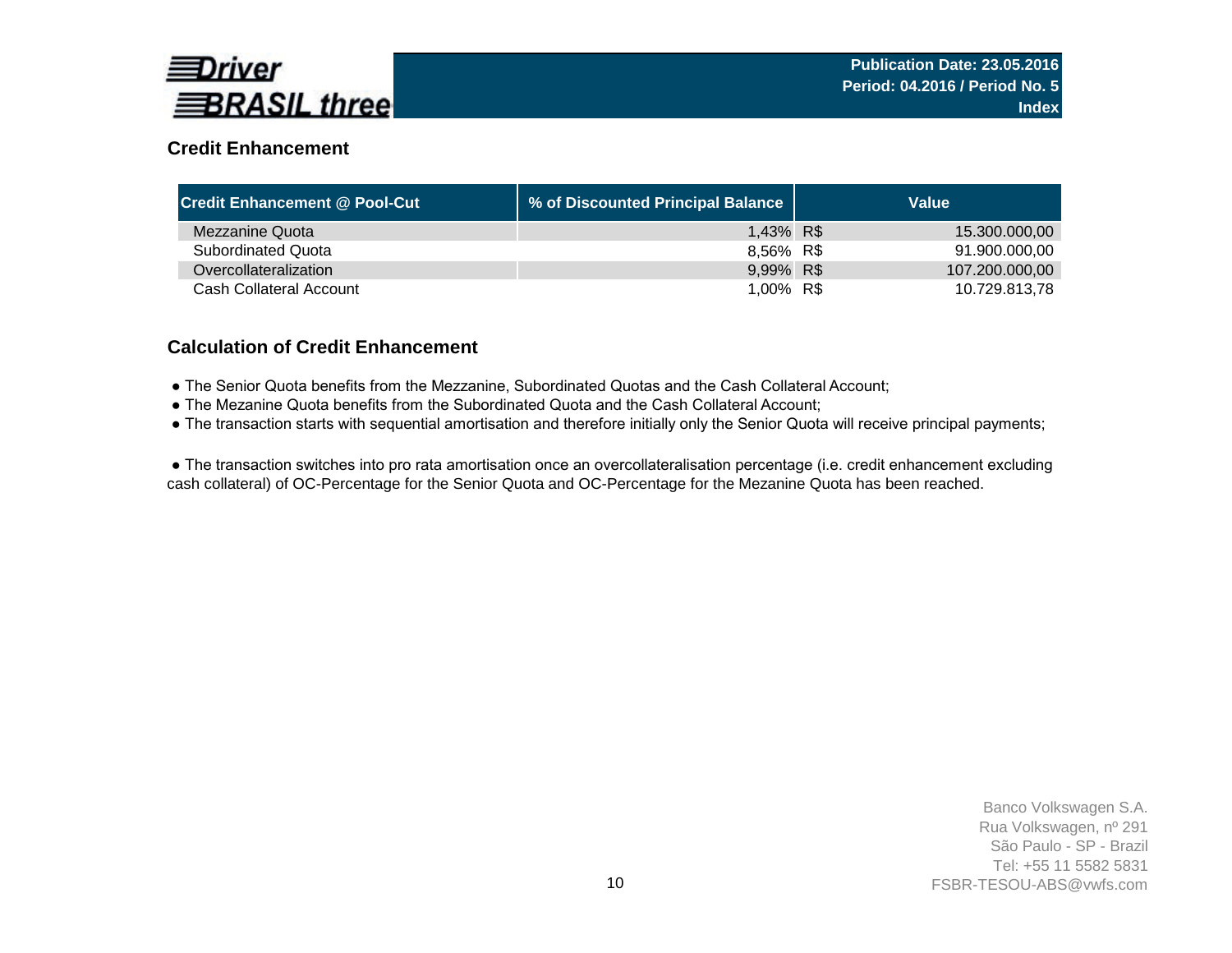## Credit Enhancement

| Credit Enhancement @ Pool-Cut | % of Discounted Principal Balance | Value |
| --- | --- | --- |
| Mezzanine Quota | 1,43% | R$ 15.300.000,00 |
| Subordinated Quota | 8,56% | R$ 91.900.000,00 |
| Overcollateralization | 9,99% | R$ 107.200.000,00 |
| Cash Collateral Account | 1,00% | R$ 10.729.813,78 |

## Calculation of Credit Enhancement

- The Senior Quota benefits from the Mezzanine, Subordinated Quotas and the Cash Collateral Account;
- The Mezanine Quota benefits from the Subordinated Quota and the Cash Collateral Account;
- The transaction starts with sequential amortisation and therefore initially only the Senior Quota will receive principal payments;

- The transaction switches into pro rata amortisation once an overcollateralisation percentage (i.e. credit enhancement excluding cash collateral) of OC-Percentage for the Senior Quota and OC-Percentage for the Mezanine Quota has been reached.

Banco Volkswagen S.A.
Rua Volkswagen, nº 291
São Paulo - SP - Brazil
Tel: +55 11 5582 5831
FSBR-TESOU-ABS@vwfs.com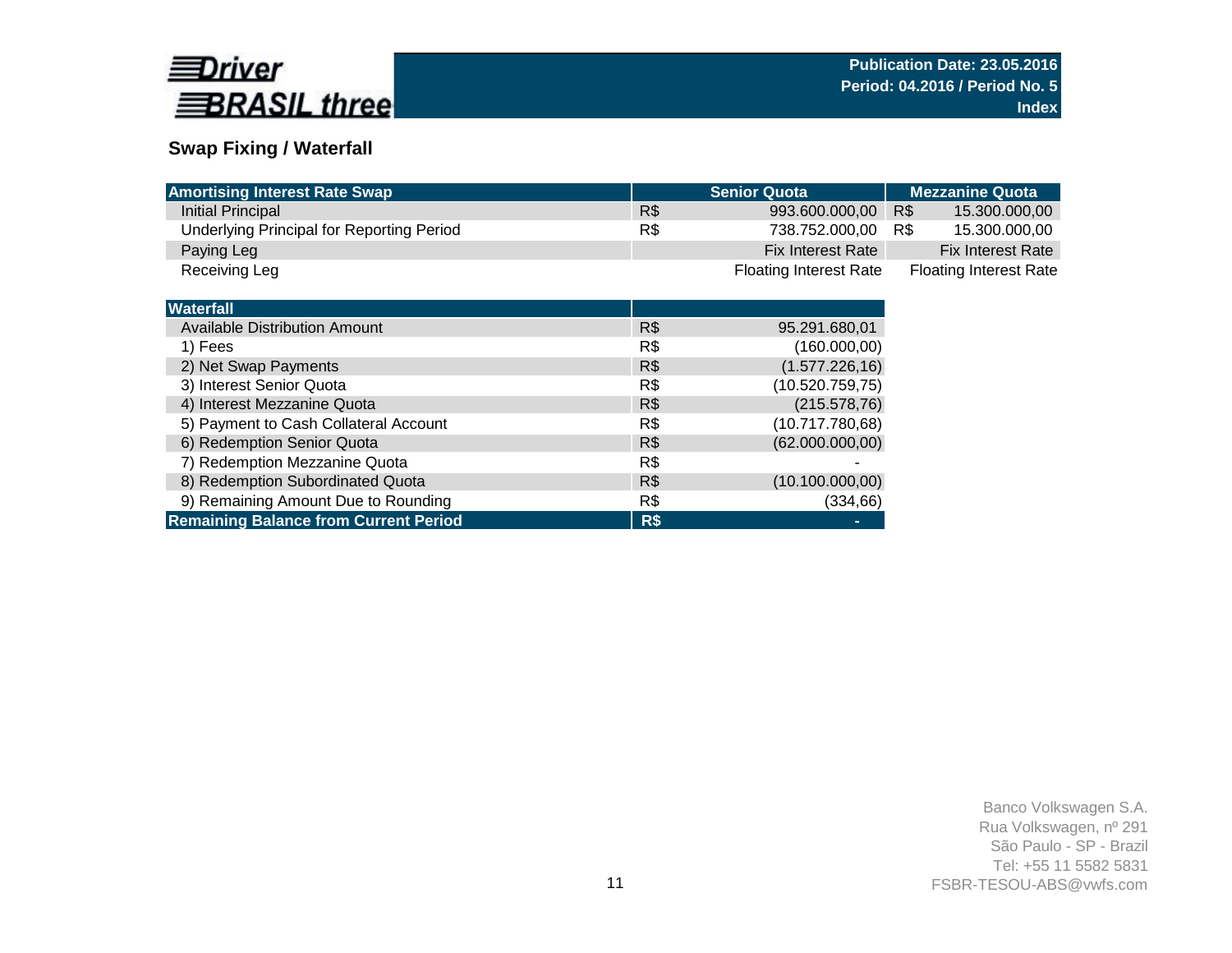Driver BRASIL three

Publication Date: 23.05.2016
Period: 04.2016 / Period No. 5
Index

## Swap Fixing / Waterfall

| Amortising Interest Rate Swap | | Senior Quota | | Mezzanine Quota |
|---|---|---|---|---|
| Initial Principal | R$ | 993.600.000,00 | R$ | 15.300.000,00 |
| Underlying Principal for Reporting Period | R$ | 738.752.000,00 | R$ | 15.300.000,00 |
| Paying Leg | | Fix Interest Rate | | Fix Interest Rate |
| Receiving Leg | | Floating Interest Rate | | Floating Interest Rate |

| Waterfall | | |
|---|---|---|
| Available Distribution Amount | R$ | 95.291.680,01 |
| 1) Fees | R$ | (160.000,00) |
| 2) Net Swap Payments | R$ | (1.577.226,16) |
| 3) Interest Senior Quota | R$ | (10.520.759,75) |
| 4) Interest Mezzanine Quota | R$ | (215.578,76) |
| 5) Payment to Cash Collateral Account | R$ | (10.717.780,68) |
| 6) Redemption Senior Quota | R$ | (62.000.000,00) |
| 7) Redemption Mezzanine Quota | R$ | - |
| 8) Redemption Subordinated Quota | R$ | (10.100.000,00) |
| 9) Remaining Amount Due to Rounding | R$ | (334,66) |
| **Remaining Balance from Current Period** | **R$** | **-** |

Banco Volkswagen S.A.
Rua Volkswagen, nº 291
São Paulo - SP - Brazil
Tel: +55 11 5582 5831
FSBR-TESOU-ABS@vwfs.com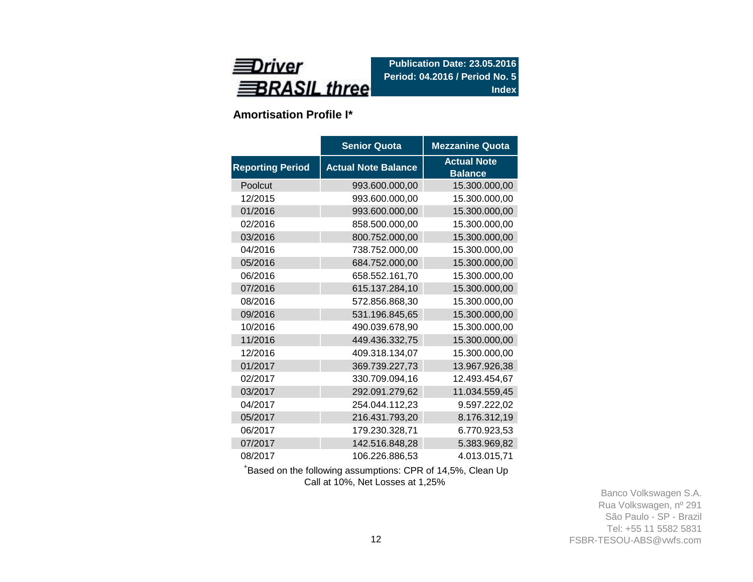**Driver BRASIL three**

**Publication Date: 23.05.2016**
**Period: 04.2016 / Period No. 5**
**Index**

## Amortisation Profile I*

| | Senior Quota | Mezzanine Quota |
|---|---|---|
| **Reporting Period** | **Actual Note Balance** | **Actual Note Balance** |
| Poolcut | 993.600.000,00 | 15.300.000,00 |
| 12/2015 | 993.600.000,00 | 15.300.000,00 |
| 01/2016 | 993.600.000,00 | 15.300.000,00 |
| 02/2016 | 858.500.000,00 | 15.300.000,00 |
| 03/2016 | 800.752.000,00 | 15.300.000,00 |
| 04/2016 | 738.752.000,00 | 15.300.000,00 |
| 05/2016 | 684.752.000,00 | 15.300.000,00 |
| 06/2016 | 658.552.161,70 | 15.300.000,00 |
| 07/2016 | 615.137.284,10 | 15.300.000,00 |
| 08/2016 | 572.856.868,30 | 15.300.000,00 |
| 09/2016 | 531.196.845,65 | 15.300.000,00 |
| 10/2016 | 490.039.678,90 | 15.300.000,00 |
| 11/2016 | 449.436.332,75 | 15.300.000,00 |
| 12/2016 | 409.318.134,07 | 15.300.000,00 |
| 01/2017 | 369.739.227,73 | 13.967.926,38 |
| 02/2017 | 330.709.094,16 | 12.493.454,67 |
| 03/2017 | 292.091.279,62 | 11.034.559,45 |
| 04/2017 | 254.044.112,23 | 9.597.222,02 |
| 05/2017 | 216.431.793,20 | 8.176.312,19 |
| 06/2017 | 179.230.328,71 | 6.770.923,53 |
| 07/2017 | 142.516.848,28 | 5.383.969,82 |
| 08/2017 | 106.226.886,53 | 4.013.015,71 |

*Based on the following assumptions: CPR of 14,5%, Clean Up Call at 10%, Net Losses at 1,25%

Banco Volkswagen S.A.
Rua Volkswagen, nº 291
São Paulo - SP - Brazil
Tel: +55 11 5582 5831
FSBR-TESOU-ABS@vwfs.com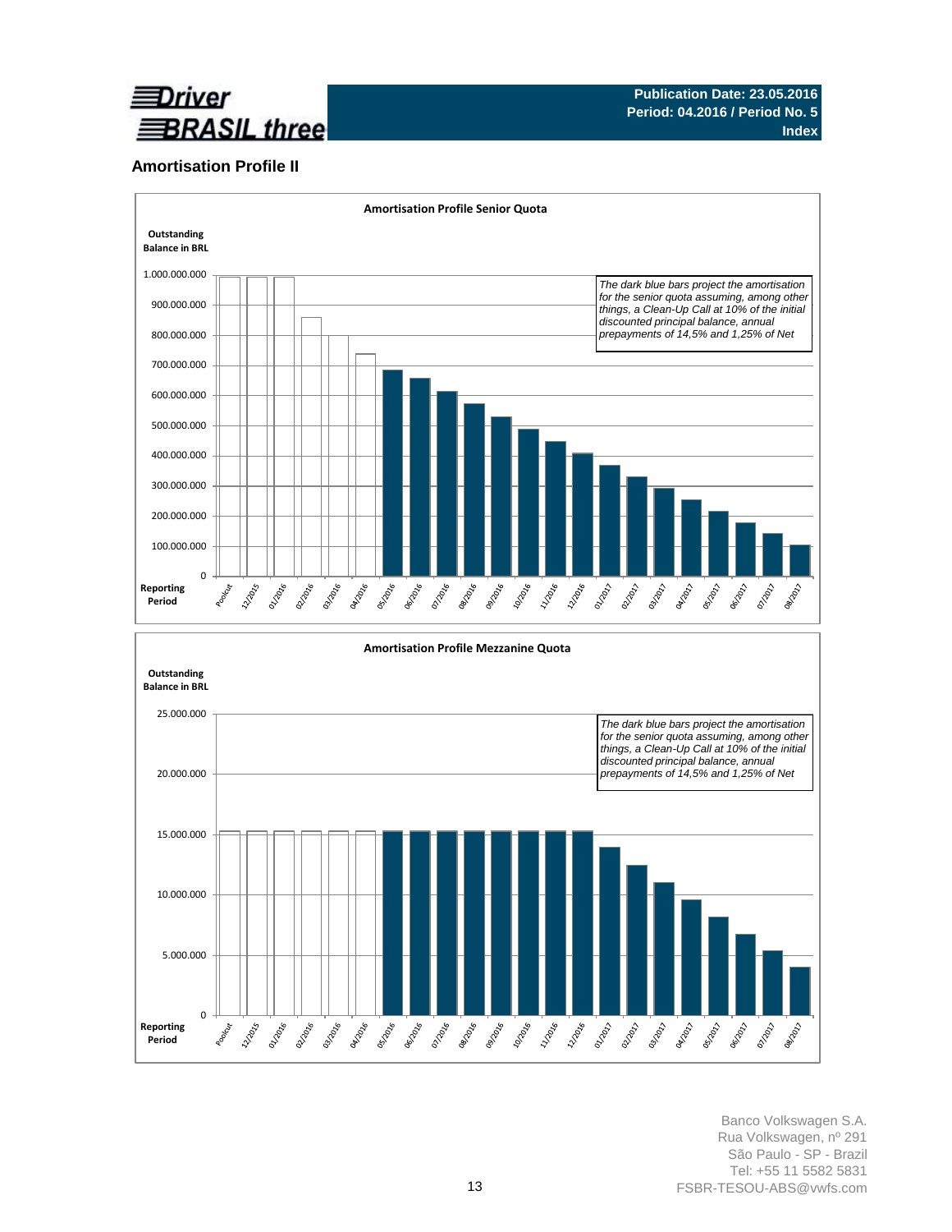## Amortisation Profile II

**Amortisation Profile Senior Quota**

Outstanding Balance in BRL

1.000.000.000
900.000.000
800.000.000
700.000.000
600.000.000
500.000.000
400.000.000
300.000.000
200.000.000
100.000.000
0

Reporting Period

Poolcut, 12/2015, 01/2016, 02/2016, 03/2016, 04/2016, 05/2016, 06/2016, 07/2016, 08/2016, 09/2016, 10/2016, 11/2016, 12/2016, 01/2017, 02/2017, 03/2017, 04/2017, 05/2017, 06/2017, 07/2017, 08/2017

*The dark blue bars project the amortisation for the senior quota assuming, among other things, a Clean-Up Call at 10% of the initial discounted principal balance, annual prepayments of 14,5% and 1,25% of Net*

**Amortisation Profile Mezzanine Quota**

Outstanding Balance in BRL

25.000.000
20.000.000
15.000.000
10.000.000
5.000.000
0

Reporting Period

Poolcut, 12/2015, 01/2016, 02/2016, 03/2016, 04/2016, 05/2016, 06/2016, 07/2016, 08/2016, 09/2016, 10/2016, 11/2016, 12/2016, 01/2017, 02/2017, 03/2017, 04/2017, 05/2017, 06/2017, 07/2017, 08/2017

*The dark blue bars project the amortisation for the senior quota assuming, among other things, a Clean-Up Call at 10% of the initial discounted principal balance, annual prepayments of 14,5% and 1,25% of Net*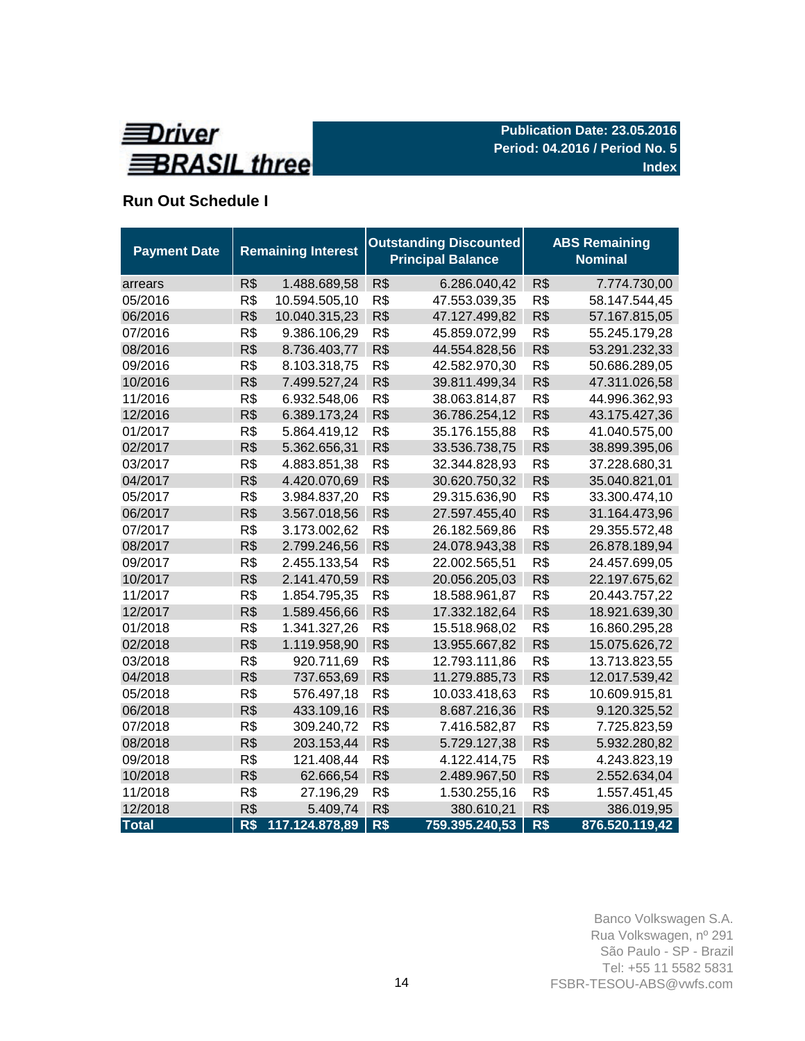Driver BRASIL three

Publication Date: 23.05.2016
Period: 04.2016 / Period No. 5
Index

## Run Out Schedule I

| Payment Date | Remaining Interest | | Outstanding Discounted Principal Balance | | ABS Remaining Nominal | |
|---|---|---|---|---|---|---|
| arrears | R$ | 1.488.689,58 | R$ | 6.286.040,42 | R$ | 7.774.730,00 |
| 05/2016 | R$ | 10.594.505,10 | R$ | 47.553.039,35 | R$ | 58.147.544,45 |
| 06/2016 | R$ | 10.040.315,23 | R$ | 47.127.499,82 | R$ | 57.167.815,05 |
| 07/2016 | R$ | 9.386.106,29 | R$ | 45.859.072,99 | R$ | 55.245.179,28 |
| 08/2016 | R$ | 8.736.403,77 | R$ | 44.554.828,56 | R$ | 53.291.232,33 |
| 09/2016 | R$ | 8.103.318,75 | R$ | 42.582.970,30 | R$ | 50.686.289,05 |
| 10/2016 | R$ | 7.499.527,24 | R$ | 39.811.499,34 | R$ | 47.311.026,58 |
| 11/2016 | R$ | 6.932.548,06 | R$ | 38.063.814,87 | R$ | 44.996.362,93 |
| 12/2016 | R$ | 6.389.173,24 | R$ | 36.786.254,12 | R$ | 43.175.427,36 |
| 01/2017 | R$ | 5.864.419,12 | R$ | 35.176.155,88 | R$ | 41.040.575,00 |
| 02/2017 | R$ | 5.362.656,31 | R$ | 33.536.738,75 | R$ | 38.899.395,06 |
| 03/2017 | R$ | 4.883.851,38 | R$ | 32.344.828,93 | R$ | 37.228.680,31 |
| 04/2017 | R$ | 4.420.070,69 | R$ | 30.620.750,32 | R$ | 35.040.821,01 |
| 05/2017 | R$ | 3.984.837,20 | R$ | 29.315.636,90 | R$ | 33.300.474,10 |
| 06/2017 | R$ | 3.567.018,56 | R$ | 27.597.455,40 | R$ | 31.164.473,96 |
| 07/2017 | R$ | 3.173.002,62 | R$ | 26.182.569,86 | R$ | 29.355.572,48 |
| 08/2017 | R$ | 2.799.246,56 | R$ | 24.078.943,38 | R$ | 26.878.189,94 |
| 09/2017 | R$ | 2.455.133,54 | R$ | 22.002.565,51 | R$ | 24.457.699,05 |
| 10/2017 | R$ | 2.141.470,59 | R$ | 20.056.205,03 | R$ | 22.197.675,62 |
| 11/2017 | R$ | 1.854.795,35 | R$ | 18.588.961,87 | R$ | 20.443.757,22 |
| 12/2017 | R$ | 1.589.456,66 | R$ | 17.332.182,64 | R$ | 18.921.639,30 |
| 01/2018 | R$ | 1.341.327,26 | R$ | 15.518.968,02 | R$ | 16.860.295,28 |
| 02/2018 | R$ | 1.119.958,90 | R$ | 13.955.667,82 | R$ | 15.075.626,72 |
| 03/2018 | R$ | 920.711,69 | R$ | 12.793.111,86 | R$ | 13.713.823,55 |
| 04/2018 | R$ | 737.653,69 | R$ | 11.279.885,73 | R$ | 12.017.539,42 |
| 05/2018 | R$ | 576.497,18 | R$ | 10.033.418,63 | R$ | 10.609.915,81 |
| 06/2018 | R$ | 433.109,16 | R$ | 8.687.216,36 | R$ | 9.120.325,52 |
| 07/2018 | R$ | 309.240,72 | R$ | 7.416.582,87 | R$ | 7.725.823,59 |
| 08/2018 | R$ | 203.153,44 | R$ | 5.729.127,38 | R$ | 5.932.280,82 |
| 09/2018 | R$ | 121.408,44 | R$ | 4.122.414,75 | R$ | 4.243.823,19 |
| 10/2018 | R$ | 62.666,54 | R$ | 2.489.967,50 | R$ | 2.552.634,04 |
| 11/2018 | R$ | 27.196,29 | R$ | 1.530.255,16 | R$ | 1.557.451,45 |
| 12/2018 | R$ | 5.409,74 | R$ | 380.610,21 | R$ | 386.019,95 |
| **Total** | **R$** | **117.124.878,89** | **R$** | **759.395.240,53** | **R$** | **876.520.119,42** |

Banco Volkswagen S.A.
Rua Volkswagen, nº 291
São Paulo - SP - Brazil
Tel: +55 11 5582 5831
FSBR-TESOU-ABS@vwfs.com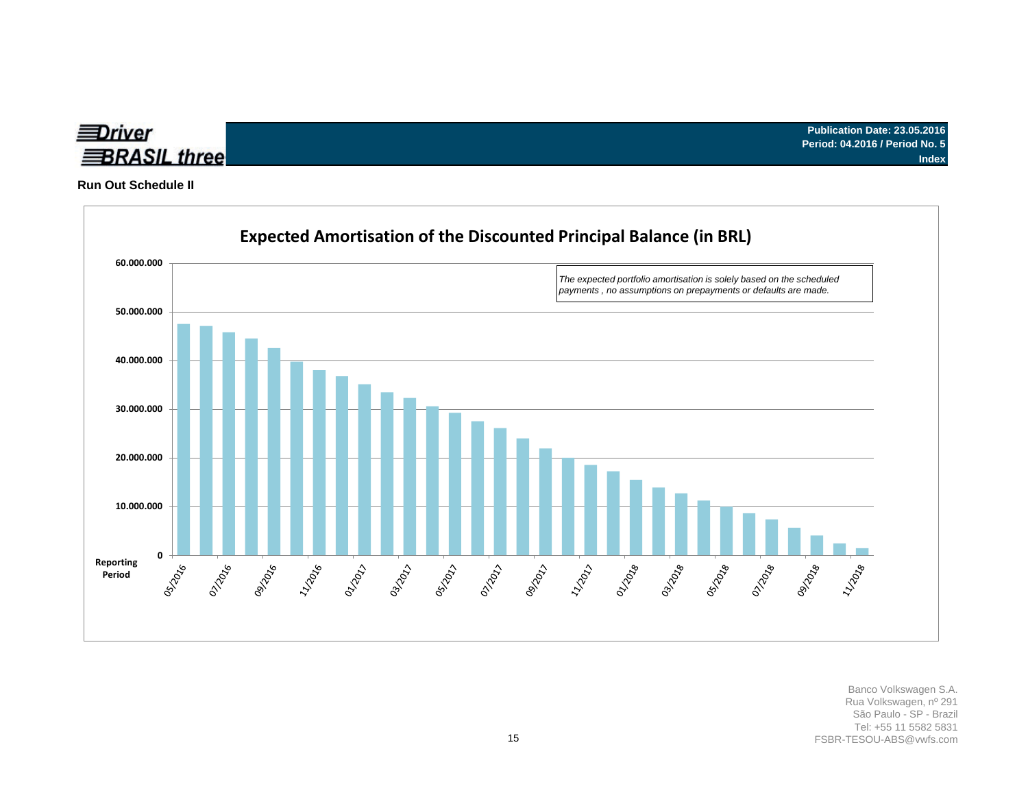Publication Date: 23.05.2016
Period: 04.2016 / Period No. 5
Index

## Run Out Schedule II

### Expected Amortisation of the Discounted Principal Balance (in BRL)

*The expected portfolio amortisation is solely based on the scheduled payments , no assumptions on prepayments or defaults are made.*

Banco Volkswagen S.A.
Rua Volkswagen, nº 291
São Paulo - SP - Brazil
Tel: +55 11 5582 5831
FSBR-TESOU-ABS@vwfs.com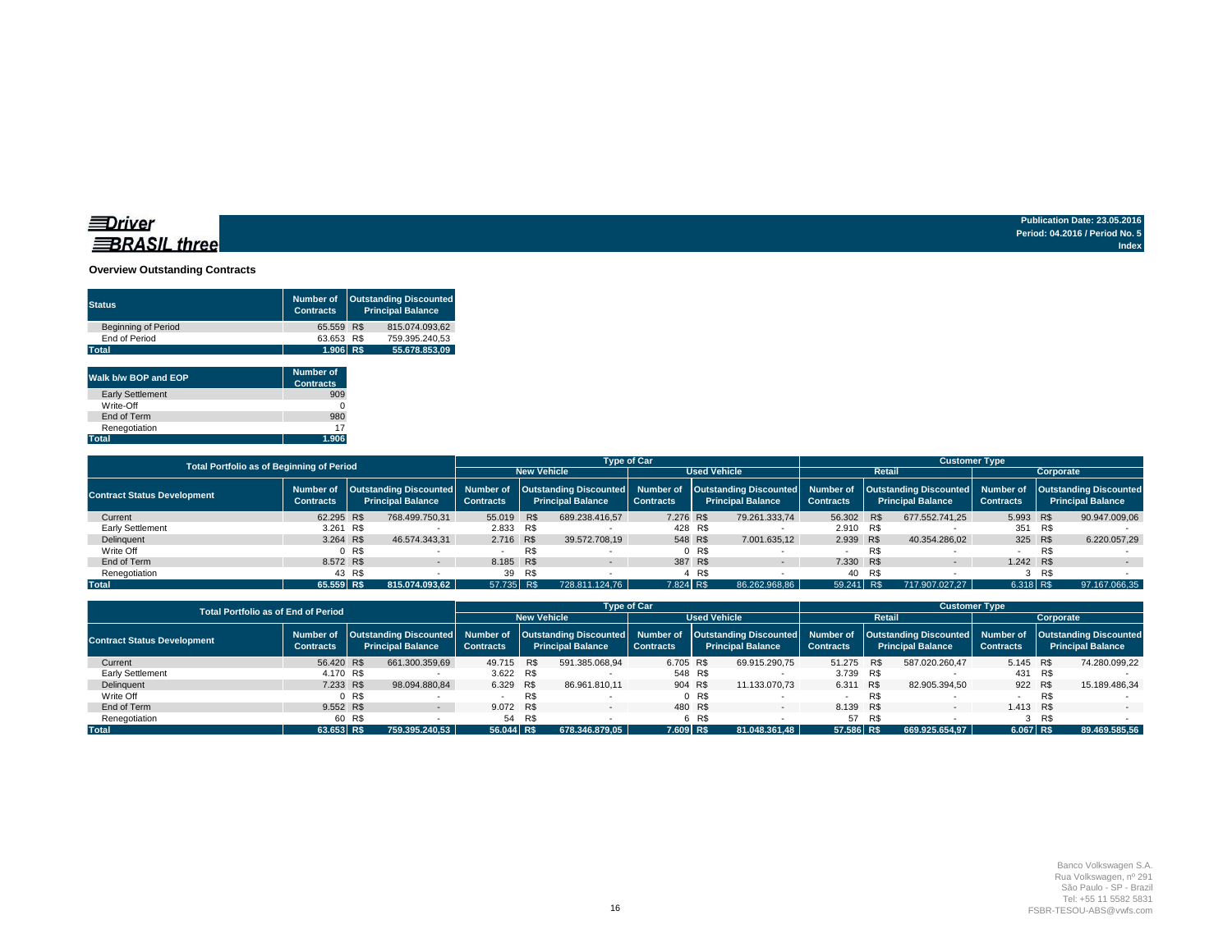Driver BRASIL three

Publication Date: 23.05.2016
Period: 04.2016 / Period No. 5
Index

## Overview Outstanding Contracts

| Status | Number of Contracts | Outstanding Discounted Principal Balance |
|---|---|---|
| Beginning of Period | 65.559 | R$ 815.074.093,62 |
| End of Period | 63.653 | R$ 759.395.240,53 |
| **Total** | **1.906** | **R$ 55.678.853,09** |

| Walk b/w BOP and EOP | Number of Contracts |
|---|---|
| Early Settlement | 909 |
| Write-Off | 0 |
| End of Term | 980 |
| Renegotiation | 17 |
| **Total** | **1.906** |

| Total Portfolio as of Beginning of Period | | | Type of Car | | | | Customer Type | | | |
|---|---|---|---|---|---|---|---|---|---|---|
| | | | New Vehicle | | Used Vehicle | | Retail | | Corporate | |
| Contract Status Development | Number of Contracts | Outstanding Discounted Principal Balance | Number of Contracts | Outstanding Discounted Principal Balance | Number of Contracts | Outstanding Discounted Principal Balance | Number of Contracts | Outstanding Discounted Principal Balance | Number of Contracts | Outstanding Discounted Principal Balance |
| Current | 62.295 | R$ 768.499.750,31 | 55.019 | R$ 689.238.416,57 | 7.276 | R$ 79.261.333,74 | 56.302 | R$ 677.552.741,25 | 5.993 | R$ 90.947.009,06 |
| Early Settlement | 3.261 | R$ - | 2.833 | R$ - | 428 | R$ - | 2.910 | R$ - | 351 | R$ - |
| Delinquent | 3.264 | R$ 46.574.343,31 | 2.716 | R$ 39.572.708,19 | 548 | R$ 7.001.635,12 | 2.939 | R$ 40.354.286,02 | 325 | R$ 6.220.057,29 |
| Write Off | 0 | R$ - | - | R$ - | 0 | R$ - | - | R$ - | - | R$ - |
| End of Term | 8.572 | R$ - | 8.185 | R$ - | 387 | R$ - | 7.330 | R$ - | 1.242 | R$ - |
| Renegotiation | 43 | R$ - | 39 | R$ - | 4 | R$ - | 40 | R$ - | 3 | R$ - |
| **Total** | **65.559** | **R$ 815.074.093,62** | **57.735** | **R$ 728.811.124,76** | **7.824** | **R$ 86.262.968,86** | **59.241** | **R$ 717.907.027,27** | **6.318** | **R$ 97.167.066,35** |

| Total Portfolio as of End of Period | | | Type of Car | | | | Customer Type | | | |
|---|---|---|---|---|---|---|---|---|---|---|
| | | | New Vehicle | | Used Vehicle | | Retail | | Corporate | |
| Contract Status Development | Number of Contracts | Outstanding Discounted Principal Balance | Number of Contracts | Outstanding Discounted Principal Balance | Number of Contracts | Outstanding Discounted Principal Balance | Number of Contracts | Outstanding Discounted Principal Balance | Number of Contracts | Outstanding Discounted Principal Balance |
| Current | 56.420 | R$ 661.300.359,69 | 49.715 | R$ 591.385.068,94 | 6.705 | R$ 69.915.290,75 | 51.275 | R$ 587.020.260,47 | 5.145 | R$ 74.280.099,22 |
| Early Settlement | 4.170 | R$ - | 3.622 | R$ - | 548 | R$ - | 3.739 | R$ - | 431 | R$ - |
| Delinquent | 7.233 | R$ 98.094.880,84 | 6.329 | R$ 86.961.810,11 | 904 | R$ 11.133.070,73 | 6.311 | R$ 82.905.394,50 | 922 | R$ 15.189.486,34 |
| Write Off | 0 | R$ - | - | R$ - | 0 | R$ - | - | R$ - | - | R$ - |
| End of Term | 9.552 | R$ - | 9.072 | R$ - | 480 | R$ - | 8.139 | R$ - | 1.413 | R$ - |
| Renegotiation | 60 | R$ - | 54 | R$ - | 6 | R$ - | 57 | R$ - | 3 | R$ - |
| **Total** | **63.653** | **R$ 759.395.240,53** | **56.044** | **R$ 678.346.879,05** | **7.609** | **R$ 81.048.361,48** | **57.586** | **R$ 669.925.654,97** | **6.067** | **R$ 89.469.585,56** |

Banco Volkswagen S.A.
Rua Volkswagen, nº 291
São Paulo - SP - Brazil
Tel: +55 11 5582 5831
FSBR-TESOU-ABS@vwfs.com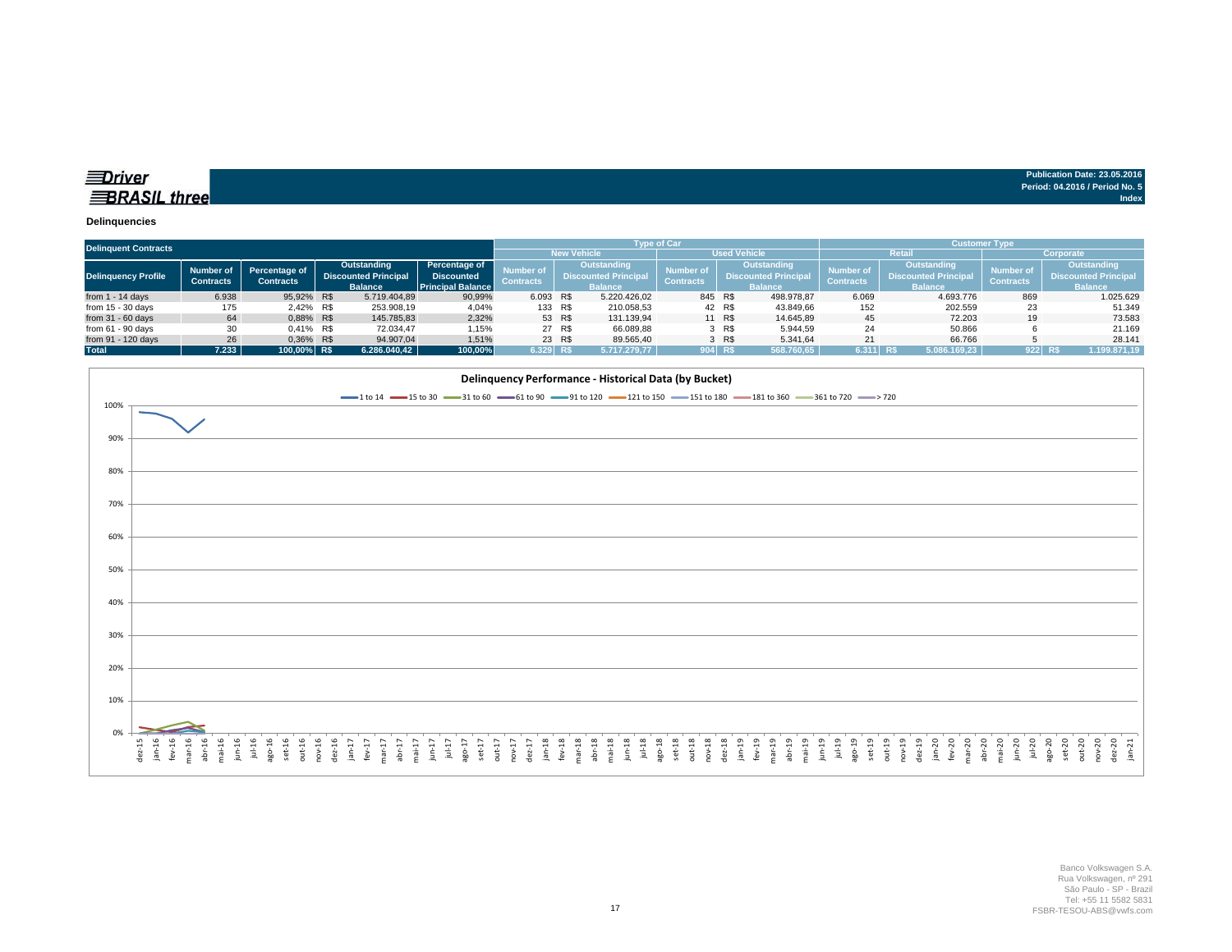**Driver BRASIL three**

Publication Date: 23.05.2016
Period: 04.2016 / Period No. 5
Index

## Delinquencies

| Delinquent Contracts | | | | | Type of Car | | | | Customer Type | | | |
|---|---|---|---|---|---|---|---|---|---|---|---|---|
| | | | | | New Vehicle | | Used Vehicle | | Retail | | Corporate | |
| Delinquency Profile | Number of Contracts | Percentage of Contracts | Outstanding Discounted Principal Balance | Percentage of Discounted Principal Balance | Number of Contracts | Outstanding Discounted Principal Balance | Number of Contracts | Outstanding Discounted Principal Balance | Number of Contracts | Outstanding Discounted Principal Balance | Number of Contracts | Outstanding Discounted Principal Balance |
| from 1 - 14 days | 6.938 | 95,92% | R$ 5.719.404,89 | 90,99% | 6.093 | R$ 5.220.426,02 | 845 | R$ 498.978,87 | 6.069 | 4.693.776 | 869 | 1.025.629 |
| from 15 - 30 days | 175 | 2,42% | R$ 253.908,19 | 4,04% | 133 | R$ 210.058,53 | 42 | R$ 43.849,66 | 152 | 202.559 | 23 | 51.349 |
| from 31 - 60 days | 64 | 0,88% | R$ 145.785,83 | 2,32% | 53 | R$ 131.139,94 | 11 | R$ 14.645,89 | 45 | 72.203 | 19 | 73.583 |
| from 61 - 90 days | 30 | 0,41% | R$ 72.034,47 | 1,15% | 27 | R$ 66.089,88 | 3 | R$ 5.944,59 | 24 | 50.866 | 6 | 21.169 |
| from 91 - 120 days | 26 | 0,36% | R$ 94.907,04 | 1,51% | 23 | R$ 89.565,40 | 3 | R$ 5.341,64 | 21 | 66.766 | 5 | 28.141 |
| Total | 7.233 | 100,00% | R$ 6.286.040,42 | 100,00% | 6.329 | R$ 5.717.279,77 | 904 | R$ 568.760,65 | 6.311 | R$ 5.086.169,23 | 922 | R$ 1.199.871,19 |

**Delinquency Performance - Historical Data (by Bucket)**

Legend: 1 to 14, 15 to 30, 31 to 60, 61 to 90, 91 to 120, 121 to 150, 151 to 180, 181 to 360, 361 to 720, > 720

Banco Volkswagen S.A.
Rua Volkswagen, nº 291
São Paulo - SP - Brazil
Tel: +55 11 5582 5831
FSBR-TESOU-ABS@vwfs.com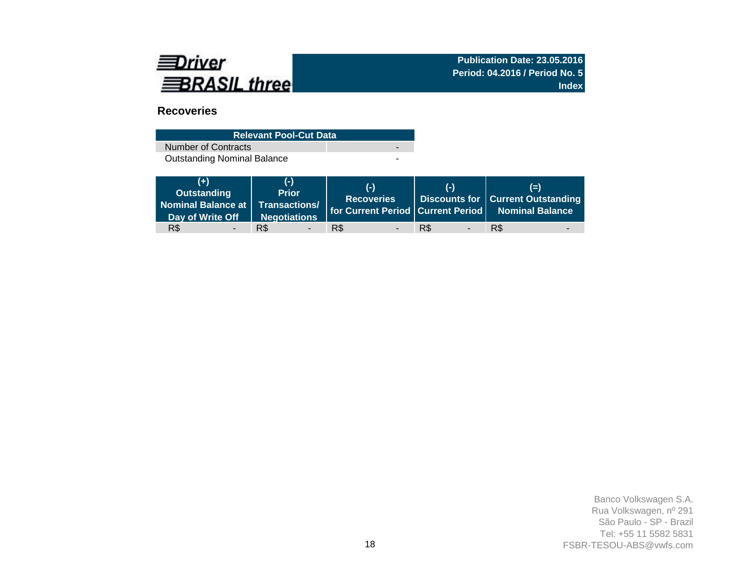**Driver BRASIL three**

**Publication Date: 23.05.2016**
**Period: 04.2016 / Period No. 5**
**Index**

## Recoveries

| Relevant Pool-Cut Data | |
|---|---|
| Number of Contracts | - |
| Outstanding Nominal Balance | - |

| (+) Outstanding Nominal Balance at Day of Write Off | (-) Prior Transactions/ Negotiations | (-) Recoveries for Current Period | (-) Discounts for Current Period | (=) Current Outstanding Nominal Balance |
|---|---|---|---|---|
| R$ - | R$ - | R$ - | R$ - | R$ - |

Banco Volkswagen S.A.
Rua Volkswagen, nº 291
São Paulo - SP - Brazil
Tel: +55 11 5582 5831
FSBR-TESOU-ABS@vwfs.com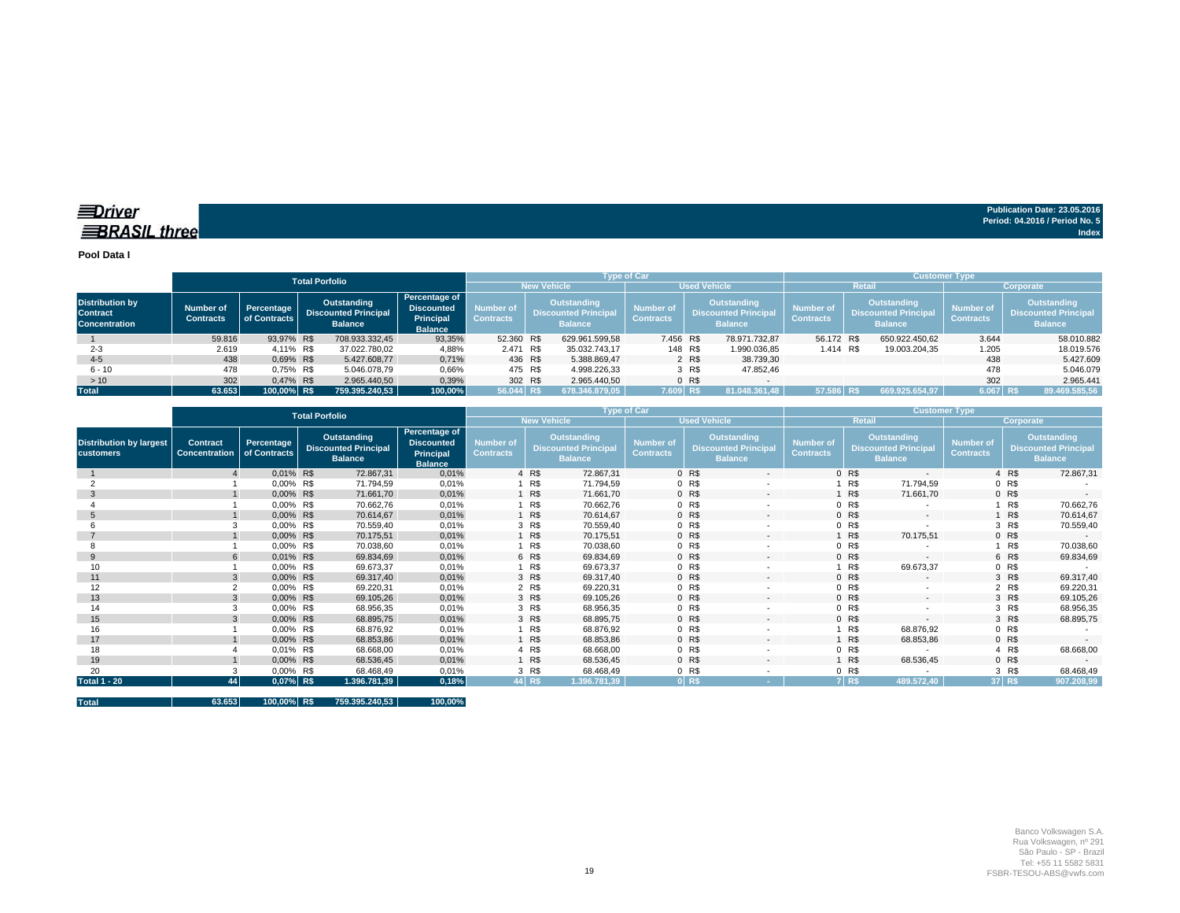**Driver BRASIL three**

**Publication Date: 23.05.2016**
**Period: 04.2016 / Period No. 5**
**Index**

**Pool Data I**

| | Total Porfolio | | | | Type of Car | | | | Customer Type | | | |
|---|---|---|---|---|---|---|---|---|---|---|---|---|
| | | | | | New Vehicle | | Used Vehicle | | Retail | | Corporate | |
| **Distribution by Contract Concentration** | **Number of Contracts** | **Percentage of Contracts** | **Outstanding Discounted Principal Balance** | **Percentage of Discounted Principal Balance** | **Number of Contracts** | **Outstanding Discounted Principal Balance** | **Number of Contracts** | **Outstanding Discounted Principal Balance** | **Number of Contracts** | **Outstanding Discounted Principal Balance** | **Number of Contracts** | **Outstanding Discounted Principal Balance** |
| 1 | 59.816 | 93,97% | R$ 708.933.332,45 | 93,35% | 52.360 | R$ 629.961.599,58 | 7.456 | R$ 78.971.732,87 | 56.172 | R$ 650.922.450,62 | 3.644 | 58.010.882 |
| 2-3 | 2.619 | 4,11% | R$ 37.022.780,02 | 4,88% | 2.471 | R$ 35.032.743,17 | 148 | R$ 1.990.036,85 | 1.414 | R$ 19.003.204,35 | 1.205 | 18.019.576 |
| 4-5 | 438 | 0,69% | R$ 5.427.608,77 | 0,71% | 436 | R$ 5.388.869,47 | 2 | R$ 38.739,30 | | | 438 | 5.427.609 |
| 6 - 10 | 478 | 0,75% | R$ 5.046.078,79 | 0,66% | 475 | R$ 4.998.226,33 | 3 | R$ 47.852,46 | | | 478 | 5.046.079 |
| > 10 | 302 | 0,47% | R$ 2.965.440,50 | 0,39% | 302 | R$ 2.965.440,50 | 0 | R$ - | | | 302 | 2.965.441 |
| **Total** | **63.653** | **100,00%** | **R$ 759.395.240,53** | **100,00%** | **56.044** | **R$ 678.346.879,05** | **7.609** | **R$ 81.048.361,48** | **57.586** | **R$ 669.925.654,97** | **6.067** | **R$ 89.469.585,56** |

| | Total Porfolio | | | | Type of Car | | | | Customer Type | | | |
|---|---|---|---|---|---|---|---|---|---|---|---|---|
| | | | | | New Vehicle | | Used Vehicle | | Retail | | Corporate | |
| **Distribution by largest customers** | **Contract Concentration** | **Percentage of Contracts** | **Outstanding Discounted Principal Balance** | **Percentage of Discounted Principal Balance** | **Number of Contracts** | **Outstanding Discounted Principal Balance** | **Number of Contracts** | **Outstanding Discounted Principal Balance** | **Number of Contracts** | **Outstanding Discounted Principal Balance** | **Number of Contracts** | **Outstanding Discounted Principal Balance** |
| 1 | 4 | 0,01% | R$ 72.867,31 | 0,01% | 4 | R$ 72.867,31 | 0 | R$ - | 0 | R$ - | 4 | R$ 72.867,31 |
| 2 | 1 | 0,00% | R$ 71.794,59 | 0,01% | 1 | R$ 71.794,59 | 0 | R$ - | 1 | R$ 71.794,59 | 0 | R$ - |
| 3 | 1 | 0,00% | R$ 71.661,70 | 0,01% | 1 | R$ 71.661,70 | 0 | R$ - | 1 | R$ 71.661,70 | 0 | R$ - |
| 4 | 1 | 0,00% | R$ 70.662,76 | 0,01% | 1 | R$ 70.662,76 | 0 | R$ - | 0 | R$ - | 1 | R$ 70.662,76 |
| 5 | 1 | 0,00% | R$ 70.614,67 | 0,01% | 1 | R$ 70.614,67 | 0 | R$ - | 0 | R$ - | 1 | R$ 70.614,67 |
| 6 | 3 | 0,00% | R$ 70.559,40 | 0,01% | 3 | R$ 70.559,40 | 0 | R$ - | 0 | R$ - | 3 | R$ 70.559,40 |
| 7 | 1 | 0,00% | R$ 70.175,51 | 0,01% | 1 | R$ 70.175,51 | 0 | R$ - | 1 | R$ 70.175,51 | 0 | R$ - |
| 8 | 1 | 0,00% | R$ 70.038,60 | 0,01% | 1 | R$ 70.038,60 | 0 | R$ - | 0 | R$ - | 1 | R$ 70.038,60 |
| 9 | 6 | 0,01% | R$ 69.834,69 | 0,01% | 6 | R$ 69.834,69 | 0 | R$ - | 0 | R$ - | 6 | R$ 69.834,69 |
| 10 | 1 | 0,00% | R$ 69.673,37 | 0,01% | 1 | R$ 69.673,37 | 0 | R$ - | 1 | R$ 69.673,37 | 0 | R$ - |
| 11 | 3 | 0,00% | R$ 69.317,40 | 0,01% | 3 | R$ 69.317,40 | 0 | R$ - | 0 | R$ - | 3 | R$ 69.317,40 |
| 12 | 2 | 0,00% | R$ 69.220,31 | 0,01% | 2 | R$ 69.220,31 | 0 | R$ - | 0 | R$ - | 2 | R$ 69.220,31 |
| 13 | 3 | 0,00% | R$ 69.105,26 | 0,01% | 3 | R$ 69.105,26 | 0 | R$ - | 0 | R$ - | 3 | R$ 69.105,26 |
| 14 | 3 | 0,00% | R$ 68.956,35 | 0,01% | 3 | R$ 68.956,35 | 0 | R$ - | 0 | R$ - | 3 | R$ 68.956,35 |
| 15 | 3 | 0,00% | R$ 68.895,75 | 0,01% | 3 | R$ 68.895,75 | 0 | R$ - | 0 | R$ - | 3 | R$ 68.895,75 |
| 16 | 1 | 0,00% | R$ 68.876,92 | 0,01% | 1 | R$ 68.876,92 | 0 | R$ - | 1 | R$ 68.876,92 | 0 | R$ - |
| 17 | 1 | 0,00% | R$ 68.853,86 | 0,01% | 1 | R$ 68.853,86 | 0 | R$ - | 1 | R$ 68.853,86 | 0 | R$ - |
| 18 | 4 | 0,01% | R$ 68.668,00 | 0,01% | 4 | R$ 68.668,00 | 0 | R$ - | 0 | R$ - | 4 | R$ 68.668,00 |
| 19 | 1 | 0,00% | R$ 68.536,45 | 0,01% | 1 | R$ 68.536,45 | 0 | R$ - | 1 | R$ 68.536,45 | 0 | R$ - |
| 20 | 3 | 0,00% | R$ 68.468,49 | 0,01% | 3 | R$ 68.468,49 | 0 | R$ - | 0 | R$ - | 3 | R$ 68.468,49 |
| **Total 1 - 20** | **44** | **0,07%** | **R$ 1.396.781,39** | **0,18%** | **44** | **R$ 1.396.781,39** | **0** | **R$ -** | **7** | **R$ 489.572,40** | **37** | **R$ 907.208,99** |
| | | | | | | | | | | | | |
| **Total** | **63.653** | **100,00%** | **R$ 759.395.240,53** | **100,00%** | | | | | | | | |

Banco Volkswagen S.A.
Rua Volkswagen, nº 291
São Paulo - SP - Brazil
Tel: +55 11 5582 5831
FSBR-TESOU-ABS@vwfs.com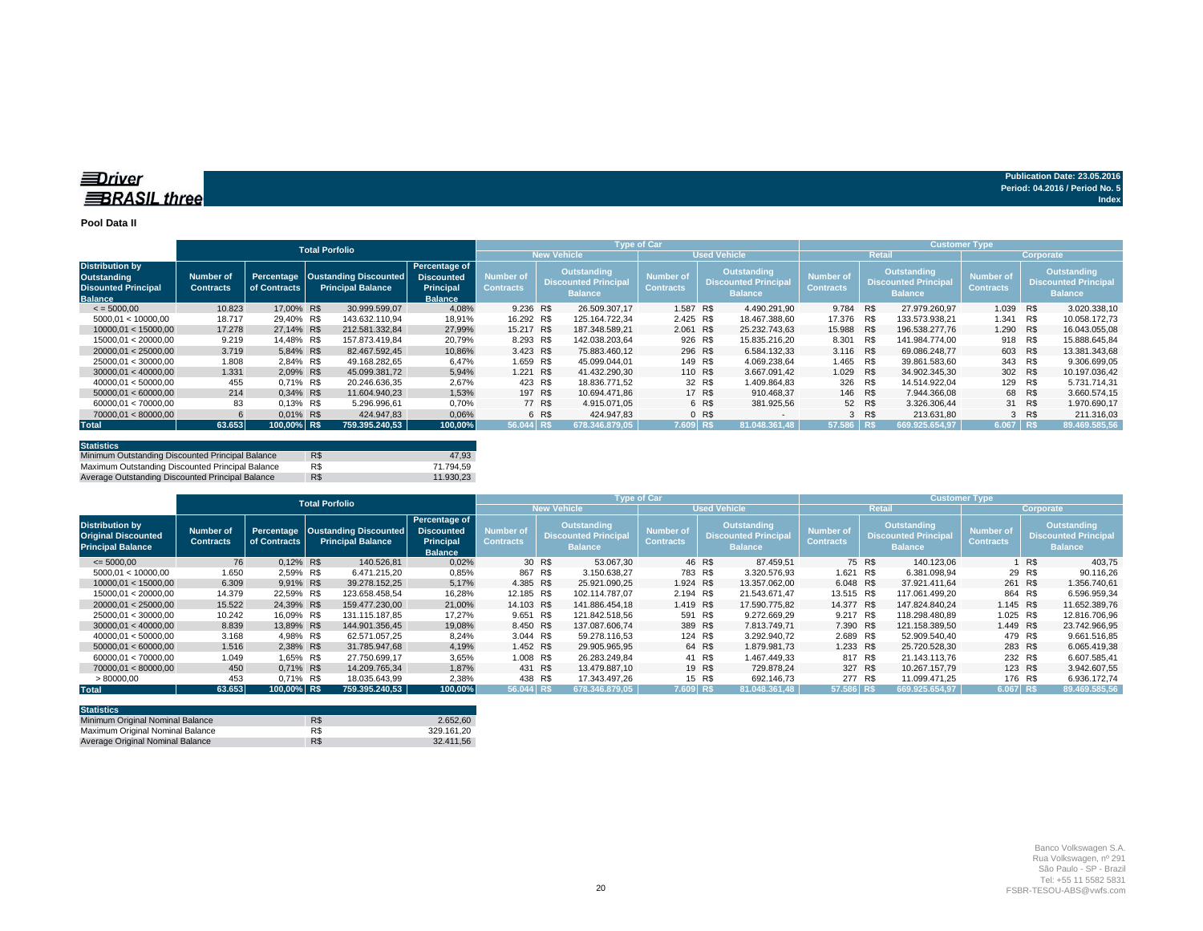**Driver BRASIL three**

**Publication Date: 23.05.2016**
**Period: 04.2016 / Period No. 5**
**Index**

**Pool Data II**

| Distribution by Outstanding Disounted Principal Balance | Total Porfolio | | | | Type of Car | | | | Customer Type | | | |
|---|---|---|---|---|---|---|---|---|---|---|---|---|
| | | | | | New Vehicle | | Used Vehicle | | Retail | | Corporate | |
| | Number of Contracts | Percentage of Contracts | Oustanding Discounted Principal Balance | Percentage of Discounted Principal Balance | Number of Contracts | Outstanding Discounted Principal Balance | Number of Contracts | Outstanding Discounted Principal Balance | Number of Contracts | Outstanding Discounted Principal Balance | Number of Contracts | Outstanding Discounted Principal Balance |
| < = 5000,00 | 10.823 | 17,00% | R$ 30.999.599,07 | 4,08% | 9.236 | R$ 26.509.307,17 | 1.587 | R$ 4.490.291,90 | 9.784 | R$ 27.979.260,97 | 1.039 | R$ 3.020.338,10 |
| 5000,01 < 10000,00 | 18.717 | 29,40% | R$ 143.632.110,94 | 18,91% | 16.292 | R$ 125.164.722,34 | 2.425 | R$ 18.467.388,60 | 17.376 | R$ 133.573.938,21 | 1.341 | R$ 10.058.172,73 |
| 10000,01 < 15000,00 | 17.278 | 27,14% | R$ 212.581.332,84 | 27,99% | 15.217 | R$ 187.348.589,21 | 2.061 | R$ 25.232.743,63 | 15.988 | R$ 196.538.277,76 | 1.290 | R$ 16.043.055,08 |
| 15000,01 < 20000,00 | 9.219 | 14,48% | R$ 157.873.419,84 | 20,79% | 8.293 | R$ 142.038.203,64 | 926 | R$ 15.835.216,20 | 8.301 | R$ 141.984.774,00 | 918 | R$ 15.888.645,84 |
| 20000,01 < 25000,00 | 3.719 | 5,84% | R$ 82.467.592,45 | 10,86% | 3.423 | R$ 75.883.460,12 | 296 | R$ 6.584.132,33 | 3.116 | R$ 69.086.248,77 | 603 | R$ 13.381.343,68 |
| 25000,01 < 30000,00 | 1.808 | 2,84% | R$ 49.168.282,65 | 6,47% | 1.659 | R$ 45.099.044,01 | 149 | R$ 4.069.238,64 | 1.465 | R$ 39.861.583,60 | 343 | R$ 9.306.699,05 |
| 30000,01 < 40000,00 | 1.331 | 2,09% | R$ 45.099.381,72 | 5,94% | 1.221 | R$ 41.432.290,30 | 110 | R$ 3.667.091,42 | 1.029 | R$ 34.902.345,30 | 302 | R$ 10.197.036,42 |
| 40000,01 < 50000,00 | 455 | 0,71% | R$ 20.246.636,35 | 2,67% | 423 | R$ 18.836.771,52 | 32 | R$ 1.409.864,83 | 326 | R$ 14.514.922,04 | 129 | R$ 5.731.714,31 |
| 50000,01 < 60000,00 | 214 | 0,34% | R$ 11.604.940,23 | 1,53% | 197 | R$ 10.694.471,86 | 17 | R$ 910.468,37 | 146 | R$ 7.944.366,08 | 68 | R$ 3.660.574,15 |
| 60000,01 < 70000,00 | 83 | 0,13% | R$ 5.296.996,61 | 0,70% | 77 | R$ 4.915.071,05 | 6 | R$ 381.925,56 | 52 | R$ 3.326.306,44 | 31 | R$ 1.970.690,17 |
| 70000,01 < 80000,00 | 6 | 0,01% | R$ 424.947,83 | 0,06% | 6 | R$ 424.947,83 | 0 | R$ - | 3 | R$ 213.631,80 | 3 | R$ 211.316,03 |
| **Total** | **63.653** | **100,00%** | **R$ 759.395.240,53** | **100,00%** | **56.044** | **R$ 678.346.879,05** | **7.609** | **R$ 81.048.361,48** | **57.586** | **R$ 669.925.654,97** | **6.067** | **R$ 89.469.585,56** |

| Statistics | | |
|---|---|---|
| Minimum Outstanding Discounted Principal Balance | R$ | 47,93 |
| Maximum Outstanding Discounted Principal Balance | R$ | 71.794,59 |
| Average Outstanding Discounted Principal Balance | R$ | 11.930,23 |

| Distribution by Original Discounted Principal Balance | Total Porfolio | | | | Type of Car | | | | Customer Type | | | |
|---|---|---|---|---|---|---|---|---|---|---|---|---|
| | | | | | New Vehicle | | Used Vehicle | | Retail | | Corporate | |
| | Number of Contracts | Percentage of Contracts | Oustanding Discounted Principal Balance | Percentage of Discounted Principal Balance | Number of Contracts | Outstanding Discounted Principal Balance | Number of Contracts | Outstanding Discounted Principal Balance | Number of Contracts | Outstanding Discounted Principal Balance | Number of Contracts | Outstanding Discounted Principal Balance |
| <= 5000,00 | 76 | 0,12% | R$ 140.526,81 | 0,02% | 30 | R$ 53.067,30 | 46 | R$ 87.459,51 | 75 | R$ 140.123,06 | 1 | R$ 403,75 |
| 5000,01 < 10000,00 | 1.650 | 2,59% | R$ 6.471.215,20 | 0,85% | 867 | R$ 3.150.638,27 | 783 | R$ 3.320.576,93 | 1.621 | R$ 6.381.098,94 | 29 | R$ 90.116,26 |
| 10000,01 < 15000,00 | 6.309 | 9,91% | R$ 39.278.152,25 | 5,17% | 4.385 | R$ 25.921.090,25 | 1.924 | R$ 13.357.062,00 | 6.048 | R$ 37.921.411,64 | 261 | R$ 1.356.740,61 |
| 15000,01 < 20000,00 | 14.379 | 22,59% | R$ 123.658.458,54 | 16,28% | 12.185 | R$ 102.114.787,07 | 2.194 | R$ 21.543.671,47 | 13.515 | R$ 117.061.499,20 | 864 | R$ 6.596.959,34 |
| 20000,01 < 25000,00 | 15.522 | 24,39% | R$ 159.477.230,00 | 21,00% | 14.103 | R$ 141.886.454,18 | 1.419 | R$ 17.590.775,82 | 14.377 | R$ 147.824.840,24 | 1.145 | R$ 11.652.389,76 |
| 25000,01 < 30000,00 | 10.242 | 16,09% | R$ 131.115.187,85 | 17,27% | 9.651 | R$ 121.842.518,56 | 591 | R$ 9.272.669,29 | 9.217 | R$ 118.298.480,89 | 1.025 | R$ 12.816.706,96 |
| 30000,01 < 40000,00 | 8.839 | 13,89% | R$ 144.901.356,45 | 19,08% | 8.450 | R$ 137.087.606,74 | 389 | R$ 7.813.749,71 | 7.390 | R$ 121.158.389,50 | 1.449 | R$ 23.742.966,95 |
| 40000,01 < 50000,00 | 3.168 | 4,98% | R$ 62.571.057,25 | 8,24% | 3.044 | R$ 59.278.116,53 | 124 | R$ 3.292.940,72 | 2.689 | R$ 52.909.540,40 | 479 | R$ 9.661.516,85 |
| 50000,01 < 60000,00 | 1.516 | 2,38% | R$ 31.785.947,68 | 4,19% | 1.452 | R$ 29.905.965,95 | 64 | R$ 1.879.981,73 | 1.233 | R$ 25.720.528,30 | 283 | R$ 6.065.419,38 |
| 60000,01 < 70000,00 | 1.049 | 1,65% | R$ 27.750.699,17 | 3,65% | 1.008 | R$ 26.283.249,84 | 41 | R$ 1.467.449,33 | 817 | R$ 21.143.113,76 | 232 | R$ 6.607.585,41 |
| 70000,01 < 80000,00 | 450 | 0,71% | R$ 14.209.765,34 | 1,87% | 431 | R$ 13.479.887,10 | 19 | R$ 729.878,24 | 327 | R$ 10.267.157,79 | 123 | R$ 3.942.607,55 |
| > 80000,00 | 453 | 0,71% | R$ 18.035.643,99 | 2,38% | 438 | R$ 17.343.497,26 | 15 | R$ 692.146,73 | 277 | R$ 11.099.471,25 | 176 | R$ 6.936.172,74 |
| **Total** | **63.653** | **100,00%** | **R$ 759.395.240,53** | **100,00%** | **56.044** | **R$ 678.346.879,05** | **7.609** | **R$ 81.048.361,48** | **57.586** | **R$ 669.925.654,97** | **6.067** | **R$ 89.469.585,56** |

| Statistics | | |
|---|---|---|
| Minimum Original Nominal Balance | R$ | 2.652,60 |
| Maximum Original Nominal Balance | R$ | 329.161,20 |
| Average Original Nominal Balance | R$ | 32.411,56 |

Banco Volkswagen S.A.
Rua Volkswagen, nº 291
São Paulo - SP - Brazil
Tel: +55 11 5582 5831
FSBR-TESOU-ABS@vwfs.com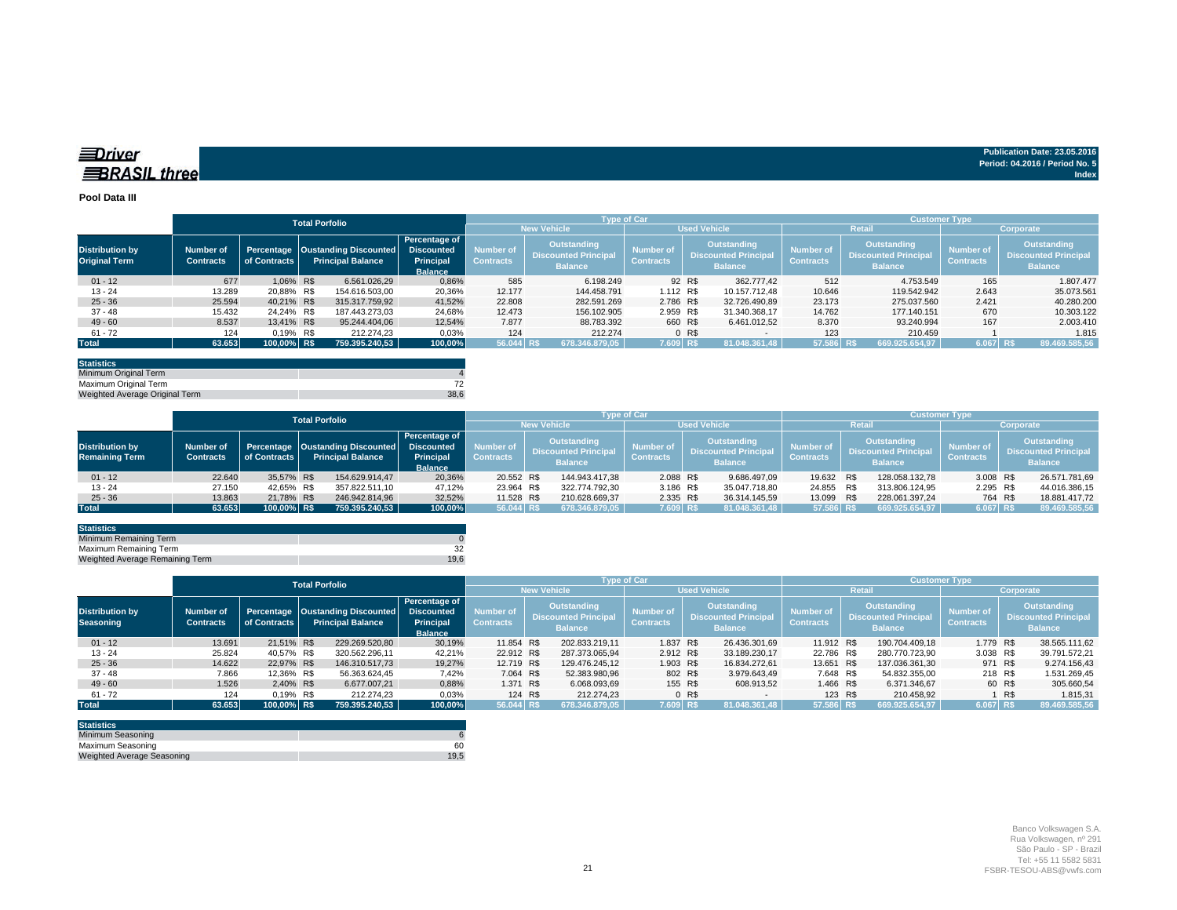**Driver BRASIL three**

**Publication Date: 23.05.2016**
**Period: 04.2016 / Period No. 5**
**Index**

**Pool Data III**

| | Total Porfolio | | | | Type of Car | | | | Customer Type | | | |
|---|---|---|---|---|---|---|---|---|---|---|---|---|
| | | | | | New Vehicle | | Used Vehicle | | Retail | | Corporate | |
| **Distribution by Original Term** | **Number of Contracts** | **Percentage of Contracts** | **Oustanding Discounted Principal Balance** | **Percentage of Discounted Principal Balance** | **Number of Contracts** | **Outstanding Discounted Principal Balance** | **Number of Contracts** | **Outstanding Discounted Principal Balance** | **Number of Contracts** | **Outstanding Discounted Principal Balance** | **Number of Contracts** | **Outstanding Discounted Principal Balance** |
| 01 - 12 | 677 | 1,06% | R$ 6.561.026,29 | 0,86% | 585 | 6.198.249 | 92 | R$ 362.777,42 | 512 | 4.753.549 | 165 | 1.807.477 |
| 13 - 24 | 13.289 | 20,88% | R$ 154.616.503,00 | 20,36% | 12.177 | 144.458.791 | 1.112 | R$ 10.157.712,48 | 10.646 | 119.542.942 | 2.643 | 35.073.561 |
| 25 - 36 | 25.594 | 40,21% | R$ 315.317.759,92 | 41,52% | 22.808 | 282.591.269 | 2.786 | R$ 32.726.490,89 | 23.173 | 275.037.560 | 2.421 | 40.280.200 |
| 37 - 48 | 15.432 | 24,24% | R$ 187.443.273,03 | 24,68% | 12.473 | 156.102.905 | 2.959 | R$ 31.340.368,17 | 14.762 | 177.140.151 | 670 | 10.303.122 |
| 49 - 60 | 8.537 | 13,41% | R$ 95.244.404,06 | 12,54% | 7.877 | 88.783.392 | 660 | R$ 6.461.012,52 | 8.370 | 93.240.994 | 167 | 2.003.410 |
| 61 - 72 | 124 | 0,19% | R$ 212.274,23 | 0,03% | 124 | 212.274 | 0 | R$ - | 123 | 210.459 | 1 | 1.815 |
| **Total** | **63.653** | **100,00%** | **R$ 759.395.240,53** | **100,00%** | **56.044** | **R$ 678.346.879,05** | **7.609** | **R$ 81.048.361,48** | **57.586** | **R$ 669.925.654,97** | **6.067** | **R$ 89.469.585,56** |

| Statistics | |
|---|---|
| Minimum Original Term | 4 |
| Maximum Original Term | 72 |
| Weighted Average Original Term | 38,6 |

| | Total Porfolio | | | | Type of Car | | | | Customer Type | | | |
|---|---|---|---|---|---|---|---|---|---|---|---|---|
| | | | | | New Vehicle | | Used Vehicle | | Retail | | Corporate | |
| **Distribution by Remaining Term** | **Number of Contracts** | **Percentage of Contracts** | **Oustanding Discounted Principal Balance** | **Percentage of Discounted Principal Balance** | **Number of Contracts** | **Outstanding Discounted Principal Balance** | **Number of Contracts** | **Outstanding Discounted Principal Balance** | **Number of Contracts** | **Outstanding Discounted Principal Balance** | **Number of Contracts** | **Outstanding Discounted Principal Balance** |
| 01 - 12 | 22.640 | 35,57% | R$ 154.629.914,47 | 20,36% | 20.552 | R$ 144.943.417,38 | 2.088 | R$ 9.686.497,09 | 19.632 | R$ 128.058.132,78 | 3.008 | R$ 26.571.781,69 |
| 13 - 24 | 27.150 | 42,65% | R$ 357.822.511,10 | 47,12% | 23.964 | R$ 322.774.792,30 | 3.186 | R$ 35.047.718,80 | 24.855 | R$ 313.806.124,95 | 2.295 | R$ 44.016.386,15 |
| 25 - 36 | 13.863 | 21,78% | R$ 246.942.814,96 | 32,52% | 11.528 | R$ 210.628.669,37 | 2.335 | R$ 36.314.145,59 | 13.099 | R$ 228.061.397,24 | 764 | R$ 18.881.417,72 |
| **Total** | **63.653** | **100,00%** | **R$ 759.395.240,53** | **100,00%** | **56.044** | **R$ 678.346.879,05** | **7.609** | **R$ 81.048.361,48** | **57.586** | **R$ 669.925.654,97** | **6.067** | **R$ 89.469.585,56** |

| Statistics | |
|---|---|
| Minimum Remaining Term | 0 |
| Maximum Remaining Term | 32 |
| Weighted Average Remaining Term | 19,6 |

| | Total Porfolio | | | | Type of Car | | | | Customer Type | | | |
|---|---|---|---|---|---|---|---|---|---|---|---|---|
| | | | | | New Vehicle | | Used Vehicle | | Retail | | Corporate | |
| **Distribution by Seasoning** | **Number of Contracts** | **Percentage of Contracts** | **Oustanding Discounted Principal Balance** | **Percentage of Discounted Principal Balance** | **Number of Contracts** | **Outstanding Discounted Principal Balance** | **Number of Contracts** | **Outstanding Discounted Principal Balance** | **Number of Contracts** | **Outstanding Discounted Principal Balance** | **Number of Contracts** | **Outstanding Discounted Principal Balance** |
| 01 - 12 | 13.691 | 21,51% | R$ 229.269.520,80 | 30,19% | 11.854 | R$ 202.833.219,11 | 1.837 | R$ 26.436.301,69 | 11.912 | R$ 190.704.409,18 | 1.779 | R$ 38.565.111,62 |
| 13 - 24 | 25.824 | 40,57% | R$ 320.562.296,11 | 42,21% | 22.912 | R$ 287.373.065,94 | 2.912 | R$ 33.189.230,17 | 22.786 | R$ 280.770.723,90 | 3.038 | R$ 39.791.572,21 |
| 25 - 36 | 14.622 | 22,97% | R$ 146.310.517,73 | 19,27% | 12.719 | R$ 129.476.245,12 | 1.903 | R$ 16.834.272,61 | 13.651 | R$ 137.036.361,30 | 971 | R$ 9.274.156,43 |
| 37 - 48 | 7.866 | 12,36% | R$ 56.363.624,45 | 7,42% | 7.064 | R$ 52.383.980,96 | 802 | R$ 3.979.643,49 | 7.648 | R$ 54.832.355,00 | 218 | R$ 1.531.269,45 |
| 49 - 60 | 1.526 | 2,40% | R$ 6.677.007,21 | 0,88% | 1.371 | R$ 6.068.093,69 | 155 | R$ 608.913,52 | 1.466 | R$ 6.371.346,67 | 60 | R$ 305.660,54 |
| 61 - 72 | 124 | 0,19% | R$ 212.274,23 | 0,03% | 124 | R$ 212.274,23 | 0 | R$ - | 123 | R$ 210.458,92 | 1 | R$ 1.815,31 |
| **Total** | **63.653** | **100,00%** | **R$ 759.395.240,53** | **100,00%** | **56.044** | **R$ 678.346.879,05** | **7.609** | **R$ 81.048.361,48** | **57.586** | **R$ 669.925.654,97** | **6.067** | **R$ 89.469.585,56** |

| Statistics | |
|---|---|
| Minimum Seasoning | 6 |
| Maximum Seasoning | 60 |
| Weighted Average Seasoning | 19,5 |

Banco Volkswagen S.A.
Rua Volkswagen, nº 291
São Paulo - SP - Brazil
Tel: +55 11 5582 5831
FSBR-TESOU-ABS@vwfs.com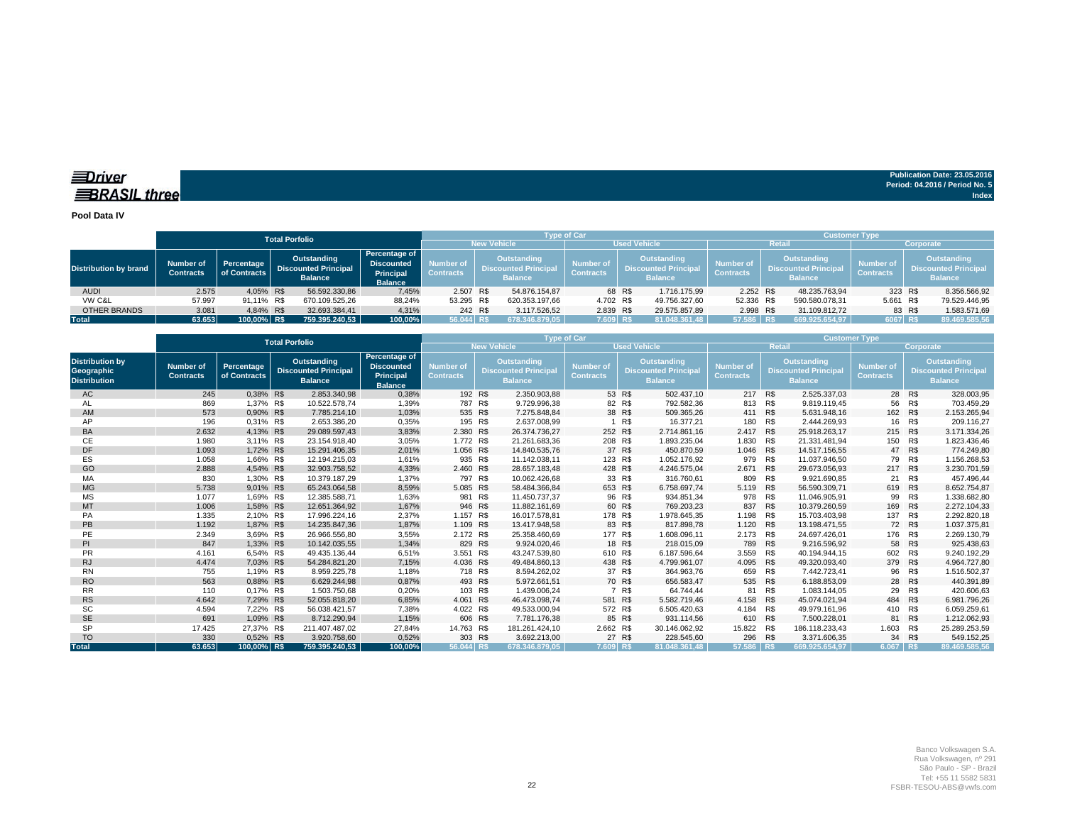**Driver BRASIL three**

**Publication Date: 23.05.2016**
**Period: 04.2016 / Period No. 5**
**Index**

**Pool Data IV**

| | Total Porfolio | | | | Type of Car | | | | Customer Type | | | |
|---|---|---|---|---|---|---|---|---|---|---|---|---|
| | | | | | New Vehicle | | Used Vehicle | | Retail | | Corporate | |
| Distribution by brand | Number of Contracts | Percentage of Contracts | Outstanding Discounted Principal Balance | Percentage of Discounted Principal Balance | Number of Contracts | Outstanding Discounted Principal Balance | Number of Contracts | Outstanding Discounted Principal Balance | Number of Contracts | Outstanding Discounted Principal Balance | Number of Contracts | Outstanding Discounted Principal Balance |
| AUDI | 2.575 | 4,05% | R$ 56.592.330,86 | 7,45% | 2.507 | R$ 54.876.154,87 | 68 | R$ 1.716.175,99 | 2.252 | R$ 48.235.763,94 | 323 | R$ 8.356.566,92 |
| VW C&L | 57.997 | 91,11% | R$ 670.109.525,26 | 88,24% | 53.295 | R$ 620.353.197,66 | 4.702 | R$ 49.756.327,60 | 52.336 | R$ 590.580.078,31 | 5.661 | R$ 79.529.446,95 |
| OTHER BRANDS | 3.081 | 4,84% | R$ 32.693.384,41 | 4,31% | 242 | R$ 3.117.526,52 | 2.839 | R$ 29.575.857,89 | 2.998 | R$ 31.109.812,72 | 83 | R$ 1.583.571,69 |
| **Total** | **63.653** | **100,00%** | **R$ 759.395.240,53** | **100,00%** | **56.044** | **R$ 678.346.879,05** | **7.609** | **R$ 81.048.361,48** | **57.586** | **R$ 669.925.654,97** | **6067** | **R$ 89.469.585,56** |

| | Total Porfolio | | | | Type of Car | | | | Customer Type | | | |
|---|---|---|---|---|---|---|---|---|---|---|---|---|
| | | | | | New Vehicle | | Used Vehicle | | Retail | | Corporate | |
| Distribution by Geographic Distribution | Number of Contracts | Percentage of Contracts | Outstanding Discounted Principal Balance | Percentage of Discounted Principal Balance | Number of Contracts | Outstanding Discounted Principal Balance | Number of Contracts | Outstanding Discounted Principal Balance | Number of Contracts | Outstanding Discounted Principal Balance | Number of Contracts | Outstanding Discounted Principal Balance |
| AC | 245 | 0,38% | R$ 2.853.340,98 | 0,38% | 192 | R$ 2.350.903,88 | 53 | R$ 502.437,10 | 217 | R$ 2.525.337,03 | 28 | R$ 328.003,95 |
| AL | 869 | 1,37% | R$ 10.522.578,74 | 1,39% | 787 | R$ 9.729.996,38 | 82 | R$ 792.582,36 | 813 | R$ 9.819.119,45 | 56 | R$ 703.459,29 |
| AM | 573 | 0,90% | R$ 7.785.214,10 | 1,03% | 535 | R$ 7.275.848,84 | 38 | R$ 509.365,26 | 411 | R$ 5.631.948,16 | 162 | R$ 2.153.265,94 |
| AP | 196 | 0,31% | R$ 2.653.386,20 | 0,35% | 195 | R$ 2.637.008,99 | 1 | R$ 16.377,21 | 180 | R$ 2.444.269,93 | 16 | R$ 209.116,27 |
| BA | 2.632 | 4,13% | R$ 29.089.597,43 | 3,83% | 2.380 | R$ 26.374.736,27 | 252 | R$ 2.714.861,16 | 2.417 | R$ 25.918.263,17 | 215 | R$ 3.171.334,26 |
| CE | 1.980 | 3,11% | R$ 23.154.918,40 | 3,05% | 1.772 | R$ 21.261.683,36 | 208 | R$ 1.893.235,04 | 1.830 | R$ 21.331.481,94 | 150 | R$ 1.823.436,46 |
| DF | 1.093 | 1,72% | R$ 15.291.406,35 | 2,01% | 1.056 | R$ 14.840.535,76 | 37 | R$ 450.870,59 | 1.046 | R$ 14.517.156,55 | 47 | R$ 774.249,80 |
| ES | 1.058 | 1,66% | R$ 12.194.215,03 | 1,61% | 935 | R$ 11.142.038,11 | 123 | R$ 1.052.176,92 | 979 | R$ 11.037.946,50 | 79 | R$ 1.156.268,53 |
| GO | 2.888 | 4,54% | R$ 32.903.758,52 | 4,33% | 2.460 | R$ 28.657.183,48 | 428 | R$ 4.246.575,04 | 2.671 | R$ 29.673.056,93 | 217 | R$ 3.230.701,59 |
| MA | 830 | 1,30% | R$ 10.379.187,29 | 1,37% | 797 | R$ 10.062.426,68 | 33 | R$ 316.760,61 | 809 | R$ 9.921.690,85 | 21 | R$ 457.496,44 |
| MG | 5.738 | 9,01% | R$ 65.243.064,58 | 8,59% | 5.085 | R$ 58.484.366,84 | 653 | R$ 6.758.697,74 | 5.119 | R$ 56.590.309,71 | 619 | R$ 8.652.754,87 |
| MS | 1.077 | 1,69% | R$ 12.385.588,71 | 1,63% | 981 | R$ 11.450.737,37 | 96 | R$ 934.851,34 | 978 | R$ 11.046.905,91 | 99 | R$ 1.338.682,80 |
| MT | 1.006 | 1,58% | R$ 12.651.364,92 | 1,67% | 946 | R$ 11.882.161,69 | 60 | R$ 769.203,23 | 837 | R$ 10.379.260,59 | 169 | R$ 2.272.104,33 |
| PA | 1.335 | 2,10% | R$ 17.996.224,16 | 2,37% | 1.157 | R$ 16.017.578,81 | 178 | R$ 1.978.645,35 | 1.198 | R$ 15.703.403,98 | 137 | R$ 2.292.820,18 |
| PB | 1.192 | 1,87% | R$ 14.235.847,36 | 1,87% | 1.109 | R$ 13.417.948,58 | 83 | R$ 817.898,78 | 1.120 | R$ 13.198.471,55 | 72 | R$ 1.037.375,81 |
| PE | 2.349 | 3,69% | R$ 26.966.556,80 | 3,55% | 2.172 | R$ 25.358.460,69 | 177 | R$ 1.608.096,11 | 2.173 | R$ 24.697.426,01 | 176 | R$ 2.269.130,79 |
| PI | 847 | 1,33% | R$ 10.142.035,55 | 1,34% | 829 | R$ 9.924.020,46 | 18 | R$ 218.015,09 | 789 | R$ 9.216.596,92 | 58 | R$ 925.438,63 |
| PR | 4.161 | 6,54% | R$ 49.435.136,44 | 6,51% | 3.551 | R$ 43.247.539,80 | 610 | R$ 6.187.596,64 | 3.559 | R$ 40.194.944,15 | 602 | R$ 9.240.192,29 |
| RJ | 4.474 | 7,03% | R$ 54.284.821,20 | 7,15% | 4.036 | R$ 49.484.860,13 | 438 | R$ 4.799.961,07 | 4.095 | R$ 49.320.093,40 | 379 | R$ 4.964.727,80 |
| RN | 755 | 1,19% | R$ 8.959.225,78 | 1,18% | 718 | R$ 8.594.262,02 | 37 | R$ 364.963,76 | 659 | R$ 7.442.723,41 | 96 | R$ 1.516.502,37 |
| RO | 563 | 0,88% | R$ 6.629.244,98 | 0,87% | 493 | R$ 5.972.661,51 | 70 | R$ 656.583,47 | 535 | R$ 6.188.853,09 | 28 | R$ 440.391,89 |
| RR | 110 | 0,17% | R$ 1.503.750,68 | 0,20% | 103 | R$ 1.439.006,24 | 7 | R$ 64.744,44 | 81 | R$ 1.083.144,05 | 29 | R$ 420.606,63 |
| RS | 4.642 | 7,29% | R$ 52.055.818,20 | 6,85% | 4.061 | R$ 46.473.098,74 | 581 | R$ 5.582.719,46 | 4.158 | R$ 45.074.021,94 | 484 | R$ 6.981.796,26 |
| SC | 4.594 | 7,22% | R$ 56.038.421,57 | 7,38% | 4.022 | R$ 49.533.000,94 | 572 | R$ 6.505.420,63 | 4.184 | R$ 49.979.161,96 | 410 | R$ 6.059.259,61 |
| SE | 691 | 1,09% | R$ 8.712.290,94 | 1,15% | 606 | R$ 7.781.176,38 | 85 | R$ 931.114,56 | 610 | R$ 7.500.228,01 | 81 | R$ 1.212.062,93 |
| SP | 17.425 | 27,37% | R$ 211.407.487,02 | 27,84% | 14.763 | R$ 181.261.424,10 | 2.662 | R$ 30.146.062,92 | 15.822 | R$ 186.118.233,43 | 1.603 | R$ 25.289.253,59 |
| TO | 330 | 0,52% | R$ 3.920.758,60 | 0,52% | 303 | R$ 3.692.213,00 | 27 | R$ 228.545,60 | 296 | R$ 3.371.606,35 | 34 | R$ 549.152,25 |
| **Total** | **63.653** | **100,00%** | **R$ 759.395.240,53** | **100,00%** | **56.044** | **R$ 678.346.879,05** | **7.609** | **R$ 81.048.361,48** | **57.586** | **R$ 669.925.654,97** | **6.067** | **R$ 89.469.585,56** |

Banco Volkswagen S.A.
Rua Volkswagen, nº 291
São Paulo - SP - Brazil
Tel: +55 11 5582 5831
FSBR-TESOU-ABS@vwfs.com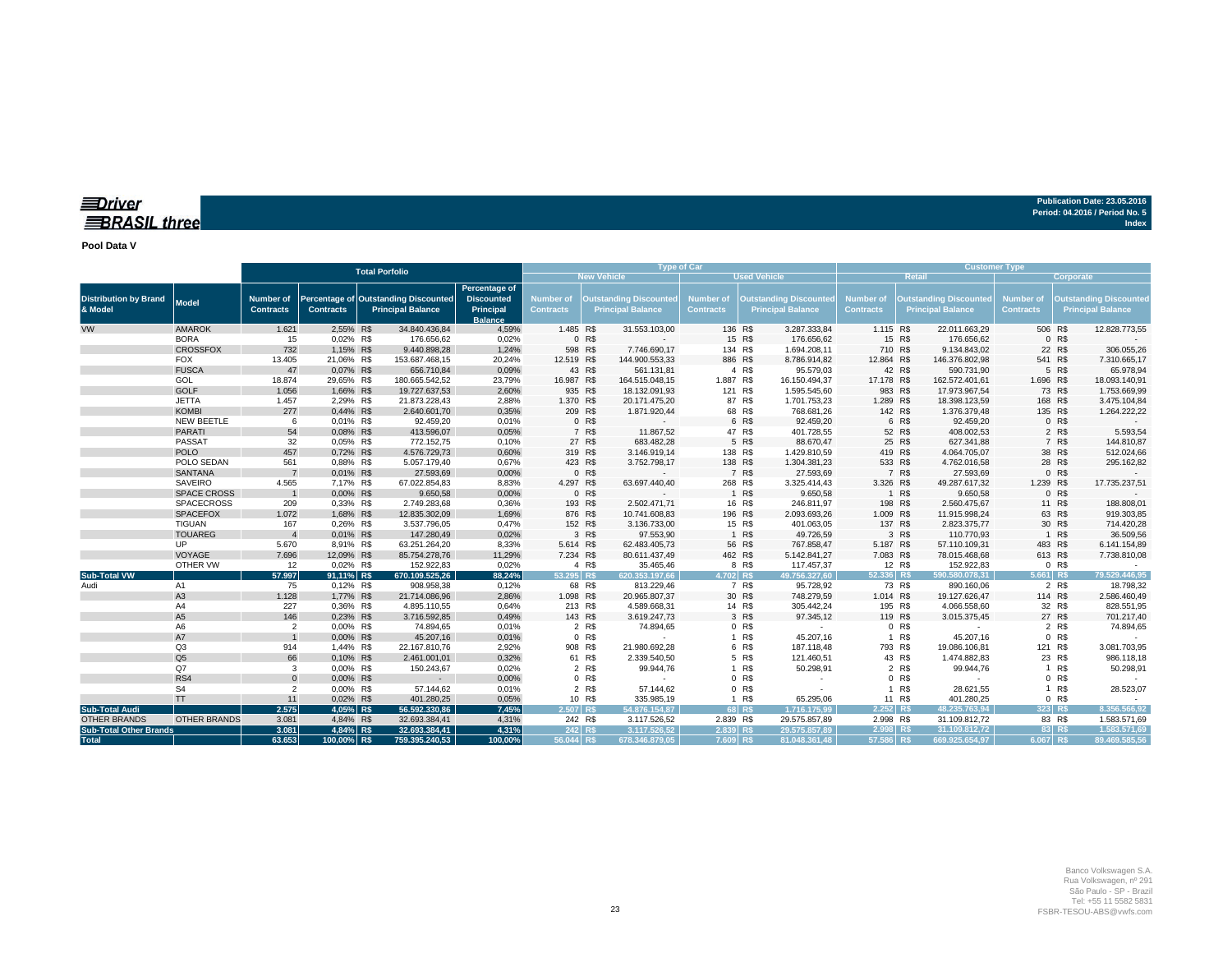**Driver BRASIL three**

Publication Date: 23.05.2016
Period: 04.2016 / Period No. 5
Index

**Pool Data V**

| Distribution by Brand & Model | Model | Total Porfolio | | | | Type of Car | | | | Customer Type | | | |
|---|---|---|---|---|---|---|---|---|---|---|---|---|---|
| | | | | | | New Vehicle | | Used Vehicle | | Retail | | Corporate | |
| | | Number of Contracts | Percentage of Contracts | Outstanding Discounted Principal Balance | Percentage of Discounted Principal Balance | Number of Contracts | Outstanding Discounted Principal Balance | Number of Contracts | Outstanding Discounted Principal Balance | Number of Contracts | Outstanding Discounted Principal Balance | Number of Contracts | Outstanding Discounted Principal Balance |
| VW | AMAROK | 1.621 | 2,55% | R$ 34.840.436,84 | 4,59% | 1.485 | R$ 31.553.103,00 | 136 | R$ 3.287.333,84 | 1.115 | R$ 22.011.663,29 | 506 | R$ 12.828.773,55 |
| | BORA | 15 | 0,02% | R$ 176.656,62 | 0,02% | 0 | R$ - | 15 | R$ 176.656,62 | 15 | R$ 176.656,62 | 0 | R$ - |
| | CROSSFOX | 732 | 1,15% | R$ 9.440.898,28 | 1,24% | 598 | R$ 7.746.690,17 | 134 | R$ 1.694.208,11 | 710 | R$ 9.134.843,02 | 22 | R$ 306.055,26 |
| | FOX | 13.405 | 21,06% | R$ 153.687.468,15 | 20,24% | 12.519 | R$ 144.900.553,33 | 886 | R$ 8.786.914,82 | 12.864 | R$ 146.376.802,98 | 541 | R$ 7.310.665,17 |
| | FUSCA | 47 | 0,07% | R$ 656.710,84 | 0,09% | 43 | R$ 561.131,81 | 4 | R$ 95.579,03 | 42 | R$ 590.731,90 | 5 | R$ 65.978,94 |
| | GOL | 18.874 | 29,65% | R$ 180.665.542,52 | 23,79% | 16.987 | R$ 164.515.048,15 | 1.887 | R$ 16.150.494,37 | 17.178 | R$ 162.572.401,61 | 1.696 | R$ 18.093.140,91 |
| | GOLF | 1.056 | 1,66% | R$ 19.727.637,53 | 2,60% | 935 | R$ 18.132.091,93 | 121 | R$ 1.595.545,60 | 983 | R$ 17.973.967,54 | 73 | R$ 1.753.669,99 |
| | JETTA | 1.457 | 2,29% | R$ 21.873.228,43 | 2,88% | 1.370 | R$ 20.171.475,20 | 87 | R$ 1.701.753,23 | 1.289 | R$ 18.398.123,59 | 168 | R$ 3.475.104,84 |
| | KOMBI | 277 | 0,44% | R$ 2.640.601,70 | 0,35% | 209 | R$ 1.871.920,44 | 68 | R$ 768.681,26 | 142 | R$ 1.376.379,48 | 135 | R$ 1.264.222,22 |
| | NEW BEETLE | 6 | 0,01% | R$ 92.459,20 | 0,01% | 0 | R$ - | 6 | R$ 92.459,20 | 6 | R$ 92.459,20 | 0 | R$ - |
| | PARATI | 54 | 0,08% | R$ 413.596,07 | 0,05% | 7 | R$ 11.867,52 | 47 | R$ 401.728,55 | 52 | R$ 408.002,53 | 2 | R$ 5.593,54 |
| | PASSAT | 32 | 0,05% | R$ 772.152,75 | 0,10% | 27 | R$ 683.482,28 | 5 | R$ 88.670,47 | 25 | R$ 627.341,88 | 7 | R$ 144.810,87 |
| | POLO | 457 | 0,72% | R$ 4.576.729,73 | 0,60% | 319 | R$ 3.146.919,14 | 138 | R$ 1.429.810,59 | 419 | R$ 4.064.705,07 | 38 | R$ 512.024,66 |
| | POLO SEDAN | 561 | 0,88% | R$ 5.057.179,40 | 0,67% | 423 | R$ 3.752.798,17 | 138 | R$ 1.304.381,23 | 533 | R$ 4.762.016,58 | 28 | R$ 295.162,82 |
| | SANTANA | 7 | 0,01% | R$ 27.593,69 | 0,00% | 0 | R$ - | 7 | R$ 27.593,69 | 7 | R$ 27.593,69 | 0 | R$ - |
| | SAVEIRO | 4.565 | 7,17% | R$ 67.022.854,83 | 8,83% | 4.297 | R$ 63.697.440,40 | 268 | R$ 3.325.414,43 | 3.326 | R$ 49.287.617,32 | 1.239 | R$ 17.735.237,51 |
| | SPACE CROSS | 1 | 0,00% | R$ 9.650,58 | 0,00% | 0 | R$ - | 1 | R$ 9.650,58 | 1 | R$ 9.650,58 | 0 | R$ - |
| | SPACECROSS | 209 | 0,33% | R$ 2.749.283,68 | 0,36% | 193 | R$ 2.502.471,71 | 16 | R$ 246.811,97 | 198 | R$ 2.560.475,67 | 11 | R$ 188.808,01 |
| | SPACEFOX | 1.072 | 1,68% | R$ 12.835.302,09 | 1,69% | 876 | R$ 10.741.608,83 | 196 | R$ 2.093.693,26 | 1.009 | R$ 11.915.998,24 | 63 | R$ 919.303,85 |
| | TIGUAN | 167 | 0,26% | R$ 3.537.796,05 | 0,47% | 152 | R$ 3.136.733,00 | 15 | R$ 401.063,05 | 137 | R$ 2.823.375,77 | 30 | R$ 714.420,28 |
| | TOUAREG | 4 | 0,01% | R$ 147.280,49 | 0,02% | 3 | R$ 97.553,90 | 1 | R$ 49.726,59 | 3 | R$ 110.770,93 | 1 | R$ 36.509,56 |
| | UP | 5.670 | 8,91% | R$ 63.251.264,20 | 8,33% | 5.614 | R$ 62.483.405,73 | 56 | R$ 767.858,47 | 5.187 | R$ 57.110.109,31 | 483 | R$ 6.141.154,89 |
| | VOYAGE | 7.696 | 12,09% | R$ 85.754.278,76 | 11,29% | 7.234 | R$ 80.611.437,49 | 462 | R$ 5.142.841,27 | 7.083 | R$ 78.015.468,68 | 613 | R$ 7.738.810,08 |
| | OTHER VW | 12 | 0,02% | R$ 152.922,83 | 0,02% | 4 | R$ 35.465,46 | 8 | R$ 117.457,37 | 12 | R$ 152.922,83 | 0 | R$ - |
| **Sub-Total VW** | | **57.997** | **91,11%** | **R$ 670.109.525,26** | **88,24%** | **53.295** | **R$ 620.353.197,66** | **4.702** | **R$ 49.756.327,60** | **52.336** | **R$ 590.580.078,31** | **5.661** | **R$ 79.529.446,95** |
| Audi | A1 | 75 | 0,12% | R$ 908.958,38 | 0,12% | 68 | R$ 813.229,46 | 7 | R$ 95.728,92 | 73 | R$ 890.160,06 | 2 | R$ 18.798,32 |
| | A3 | 1.128 | 1,77% | R$ 21.714.086,96 | 2,86% | 1.098 | R$ 20.965.807,37 | 30 | R$ 748.279,59 | 1.014 | R$ 19.127.626,47 | 114 | R$ 2.586.460,49 |
| | A4 | 227 | 0,36% | R$ 4.895.110,55 | 0,64% | 213 | R$ 4.589.668,31 | 14 | R$ 305.442,24 | 195 | R$ 4.066.558,60 | 32 | R$ 828.551,95 |
| | A5 | 146 | 0,23% | R$ 3.716.592,85 | 0,49% | 143 | R$ 3.619.247,73 | 3 | R$ 97.345,12 | 119 | R$ 3.015.375,45 | 27 | R$ 701.217,40 |
| | A6 | 2 | 0,00% | R$ 74.894,65 | 0,01% | 2 | R$ 74.894,65 | 0 | R$ - | 0 | R$ - | 2 | R$ 74.894,65 |
| | A7 | 1 | 0,00% | R$ 45.207,16 | 0,01% | 0 | R$ - | 1 | R$ 45.207,16 | 1 | R$ 45.207,16 | 0 | R$ - |
| | Q3 | 914 | 1,44% | R$ 22.167.810,76 | 2,92% | 908 | R$ 21.980.692,28 | 6 | R$ 187.118,48 | 793 | R$ 19.086.106,81 | 121 | R$ 3.081.703,95 |
| | Q5 | 66 | 0,10% | R$ 2.461.001,01 | 0,32% | 61 | R$ 2.339.540,50 | 5 | R$ 121.460,51 | 43 | R$ 1.474.882,83 | 23 | R$ 986.118,18 |
| | Q7 | 3 | 0,00% | R$ 150.243,67 | 0,02% | 2 | R$ 99.944,76 | 1 | R$ 50.298,91 | 2 | R$ 99.944,76 | 1 | R$ 50.298,91 |
| | RS4 | 0 | 0,00% | R$ - | 0,00% | 0 | R$ - | 0 | R$ - | 0 | R$ - | 0 | R$ - |
| | S4 | 2 | 0,00% | R$ 57.144,62 | 0,01% | 2 | R$ 57.144,62 | 0 | R$ - | 1 | R$ 28.621,55 | 1 | R$ 28.523,07 |
| | TT | 11 | 0,02% | R$ 401.280,25 | 0,05% | 10 | R$ 335.985,19 | 1 | R$ 65.295,06 | 11 | R$ 401.280,25 | 0 | R$ - |
| **Sub-Total Audi** | | **2.575** | **4,05%** | **R$ 56.592.330,86** | **7,45%** | **2.507** | **R$ 54.876.154,87** | **68** | **R$ 1.716.175,99** | **2.252** | **R$ 48.235.763,94** | **323** | **R$ 8.356.566,92** |
| OTHER BRANDS | OTHER BRANDS | 3.081 | 4,84% | R$ 32.693.384,41 | 4,31% | 242 | R$ 3.117.526,52 | 2.839 | R$ 29.575.857,89 | 2.998 | R$ 31.109.812,72 | 83 | R$ 1.583.571,69 |
| **Sub-Total Other Brands** | | **3.081** | **4,84%** | **R$ 32.693.384,41** | **4,31%** | **242** | **R$ 3.117.526,52** | **2.839** | **R$ 29.575.857,89** | **2.998** | **R$ 31.109.812,72** | **83** | **R$ 1.583.571,69** |
| **Total** | | **63.653** | **100,00%** | **R$ 759.395.240,53** | **100,00%** | **56.044** | **R$ 678.346.879,05** | **7.609** | **R$ 81.048.361,48** | **57.586** | **R$ 669.925.654,97** | **6.067** | **R$ 89.469.585,56** |

Banco Volkswagen S.A.
Rua Volkswagen, nº 291
São Paulo - SP - Brazil
Tel: +55 11 5582 5831
FSBR-TESOU-ABS@vwfs.com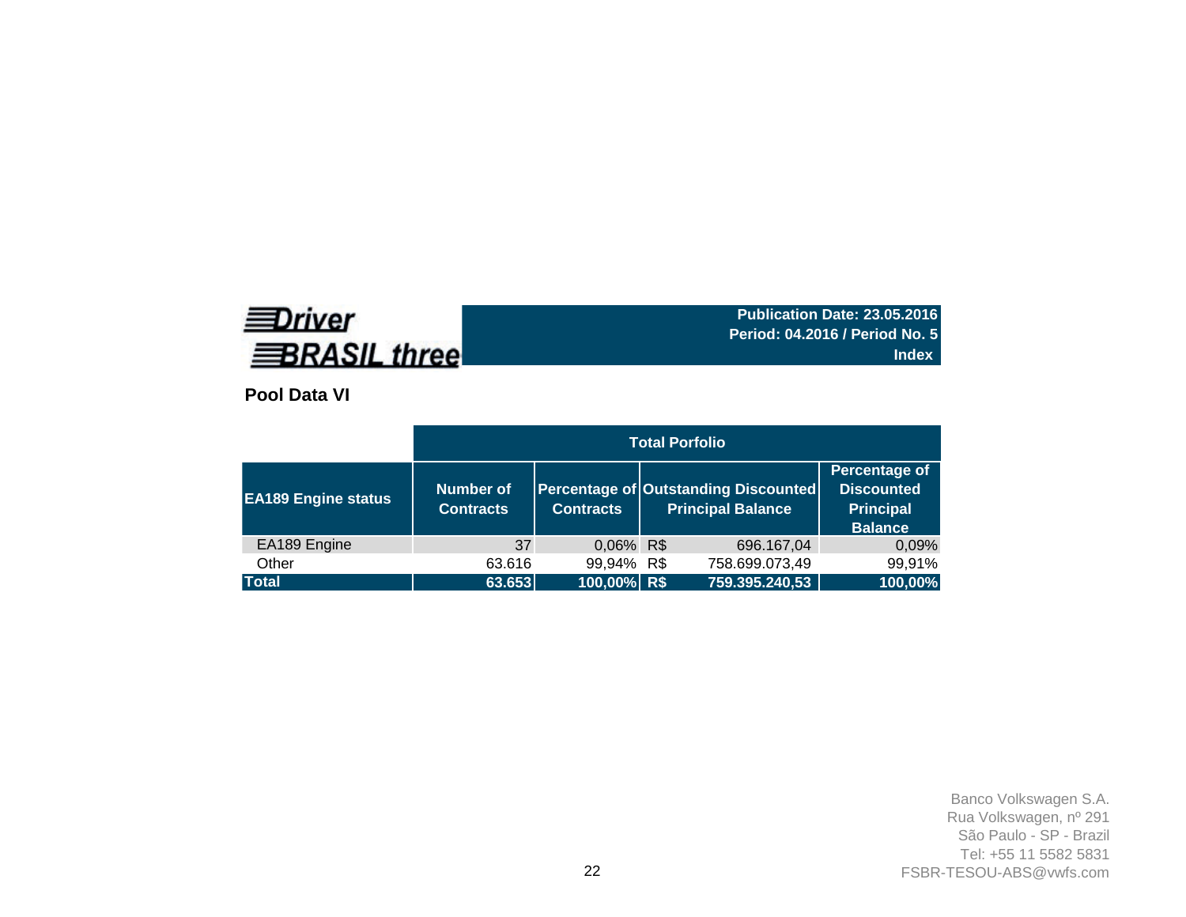**Driver BRASIL three**

**Publication Date: 23.05.2016**
**Period: 04.2016 / Period No. 5**
**Index**

## Pool Data VI

| | Total Porfolio | | | |
|---|---|---|---|---|
| **EA189 Engine status** | **Number of Contracts** | **Percentage of Contracts** | **Outstanding Discounted Principal Balance** | **Percentage of Discounted Principal Balance** |
| EA189 Engine | 37 | 0,06% | R$ 696.167,04 | 0,09% |
| Other | 63.616 | 99,94% | R$ 758.699.073,49 | 99,91% |
| **Total** | **63.653** | **100,00%** | **R$ 759.395.240,53** | **100,00%** |

Banco Volkswagen S.A.
Rua Volkswagen, nº 291
São Paulo - SP - Brazil
Tel: +55 11 5582 5831
FSBR-TESOU-ABS@vwfs.com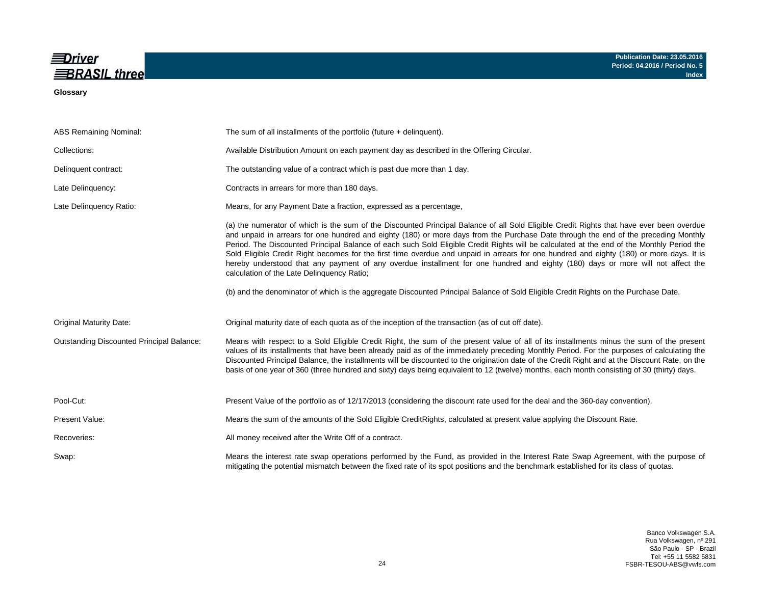## Glossary

| | |
|---|---|
| ABS Remaining Nominal: | The sum of all installments of the portfolio (future + delinquent). |
| Collections: | Available Distribution Amount on each payment day as described in the Offering Circular. |
| Delinquent contract: | The outstanding value of a contract which is past due more than 1 day. |
| Late Delinquency: | Contracts in arrears for more than 180 days. |
| Late Delinquency Ratio: | Means, for any Payment Date a fraction, expressed as a percentage,<br><br>(a) the numerator of which is the sum of the Discounted Principal Balance of all Sold Eligible Credit Rights that have ever been overdue and unpaid in arrears for one hundred and eighty (180) or more days from the Purchase Date through the end of the preceding Monthly Period. The Discounted Principal Balance of each such Sold Eligible Credit Rights will be calculated at the end of the Monthly Period the Sold Eligible Credit Right becomes for the first time overdue and unpaid in arrears for one hundred and eighty (180) or more days. It is hereby understood that any payment of any overdue installment for one hundred and eighty (180) days or more will not affect the calculation of the Late Delinquency Ratio;<br><br>(b) and the denominator of which is the aggregate Discounted Principal Balance of Sold Eligible Credit Rights on the Purchase Date. |
| Original Maturity Date: | Original maturity date of each quota as of the inception of the transaction (as of cut off date). |
| Outstanding Discounted Principal Balance: | Means with respect to a Sold Eligible Credit Right, the sum of the present value of all of its installments minus the sum of the present values of its installments that have been already paid as of the immediately preceding Monthly Period. For the purposes of calculating the Discounted Principal Balance, the installments will be discounted to the origination date of the Credit Right and at the Discount Rate, on the basis of one year of 360 (three hundred and sixty) days being equivalent to 12 (twelve) months, each month consisting of 30 (thirty) days. |
| Pool-Cut: | Present Value of the portfolio as of 12/17/2013 (considering the discount rate used for the deal and the 360-day convention). |
| Present Value: | Means the sum of the amounts of the Sold Eligible CreditRights, calculated at present value applying the Discount Rate. |
| Recoveries: | All money received after the Write Off of a contract. |
| Swap: | Means the interest rate swap operations performed by the Fund, as provided in the Interest Rate Swap Agreement, with the purpose of mitigating the potential mismatch between the fixed rate of its spot positions and the benchmark established for its class of quotas. |

Banco Volkswagen S.A.
Rua Volkswagen, nº 291
São Paulo - SP - Brazil
Tel: +55 11 5582 5831
FSBR-TESOU-ABS@vwfs.com